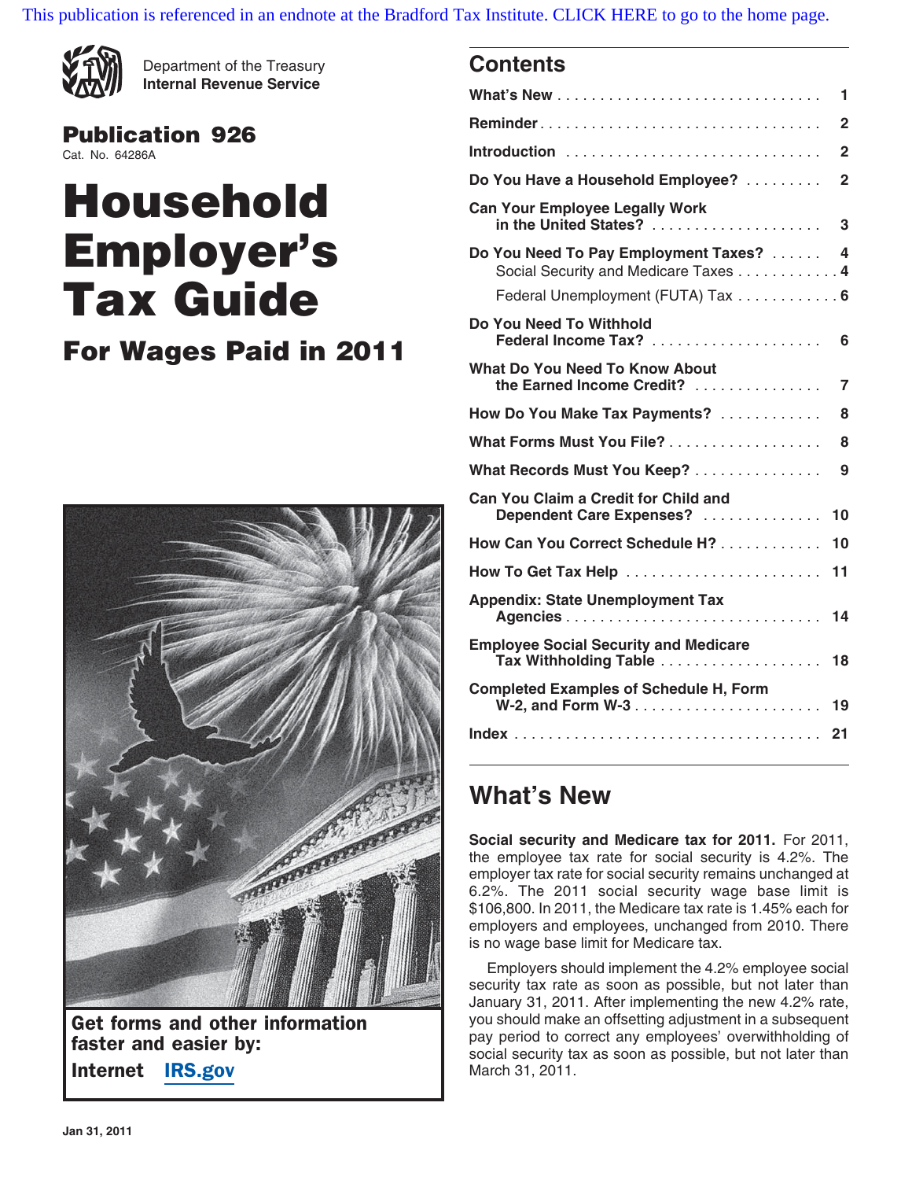This publication is referenced in an endnote at the Bradford Tax Institute. CLICK HERE to go to the home page.

Department of the Treasury
**Internal Revenue Service**

**Publication 926**
Cat. No. 64286A

# Household Employer's Tax Guide

## For Wages Paid in 2011

**Get forms and other information faster and easier by:**

**Internet** IRS.gov

Jan 31, 2011

## Contents

| | |
|---|---|
| **What's New** | 1 |
| **Reminder** | 2 |
| **Introduction** | 2 |
| **Do You Have a Household Employee?** | 2 |
| **Can Your Employee Legally Work in the United States?** | 3 |
| **Do You Need To Pay Employment Taxes?** | 4 |
| Social Security and Medicare Taxes | 4 |
| Federal Unemployment (FUTA) Tax | 6 |
| **Do You Need To Withhold Federal Income Tax?** | 6 |
| **What Do You Need To Know About the Earned Income Credit?** | 7 |
| **How Do You Make Tax Payments?** | 8 |
| **What Forms Must You File?** | 8 |
| **What Records Must You Keep?** | 9 |
| **Can You Claim a Credit for Child and Dependent Care Expenses?** | 10 |
| **How Can You Correct Schedule H?** | 10 |
| **How To Get Tax Help** | 11 |
| **Appendix: State Unemployment Tax Agencies** | 14 |
| **Employee Social Security and Medicare Tax Withholding Table** | 18 |
| **Completed Examples of Schedule H, Form W-2, and Form W-3** | 19 |
| **Index** | 21 |

## What's New

**Social security and Medicare tax for 2011.** For 2011, the employee tax rate for social security is 4.2%. The employer tax rate for social security remains unchanged at 6.2%. The 2011 social security wage base limit is $106,800. In 2011, the Medicare tax rate is 1.45% each for employers and employees, unchanged from 2010. There is no wage base limit for Medicare tax.

Employers should implement the 4.2% employee social security tax rate as soon as possible, but not later than January 31, 2011. After implementing the new 4.2% rate, you should make an offsetting adjustment in a subsequent pay period to correct any employees' overwithholding of social security tax as soon as possible, but not later than March 31, 2011.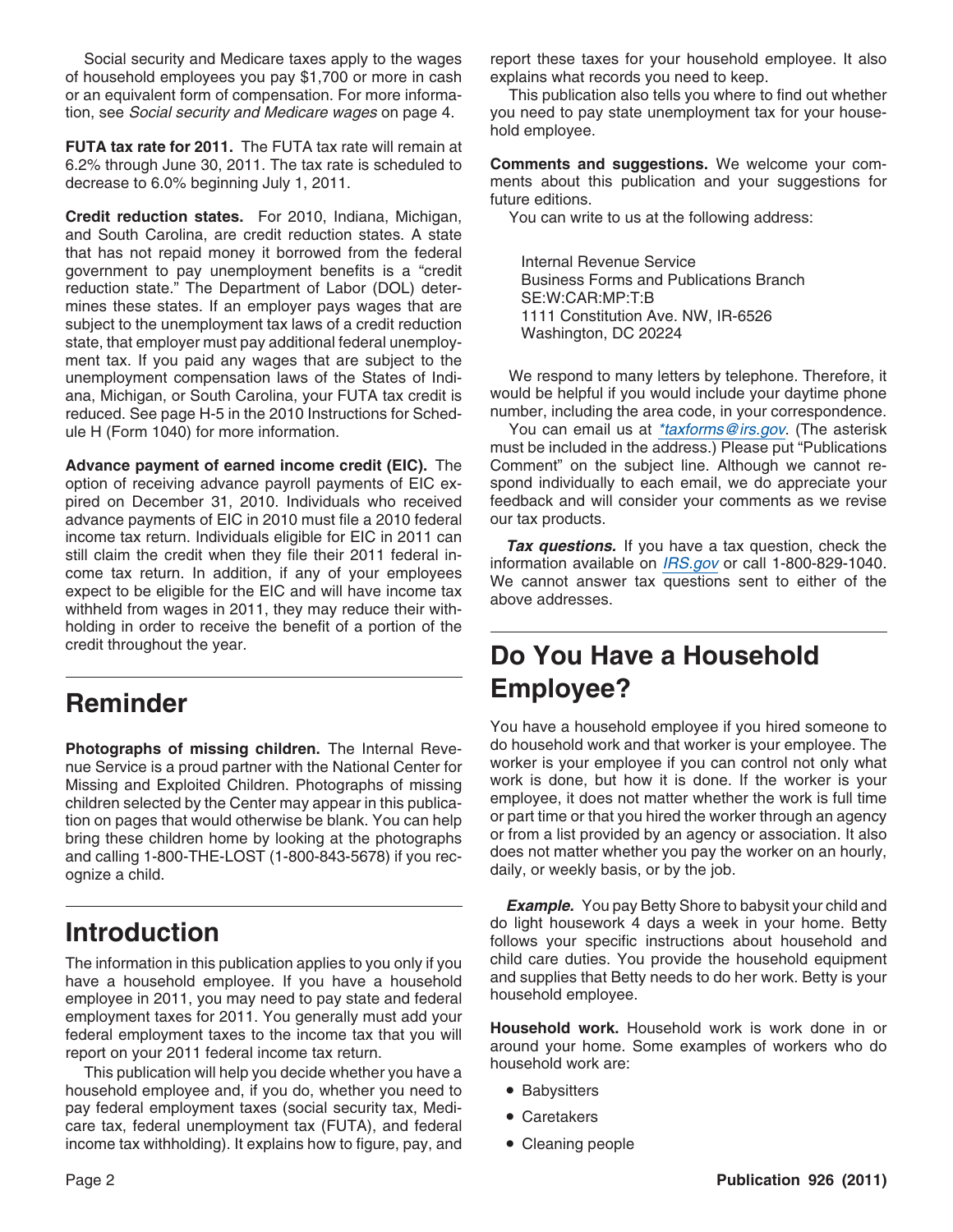Social security and Medicare taxes apply to the wages of household employees you pay $1,700 or more in cash or an equivalent form of compensation. For more information, see *Social security and Medicare wages* on page 4.

**FUTA tax rate for 2011.** The FUTA tax rate will remain at 6.2% through June 30, 2011. The tax rate is scheduled to decrease to 6.0% beginning July 1, 2011.

**Credit reduction states.** For 2010, Indiana, Michigan, and South Carolina, are credit reduction states. A state that has not repaid money it borrowed from the federal government to pay unemployment benefits is a "credit reduction state." The Department of Labor (DOL) determines these states. If an employer pays wages that are subject to the unemployment tax laws of a credit reduction state, that employer must pay additional federal unemployment tax. If you paid any wages that are subject to the unemployment compensation laws of the States of Indiana, Michigan, or South Carolina, your FUTA tax credit is reduced. See page H-5 in the 2010 Instructions for Schedule H (Form 1040) for more information.

**Advance payment of earned income credit (EIC).** The option of receiving advance payroll payments of EIC expired on December 31, 2010. Individuals who received advance payments of EIC in 2010 must file a 2010 federal income tax return. Individuals eligible for EIC in 2011 can still claim the credit when they file their 2011 federal income tax return. In addition, if any of your employees expect to be eligible for the EIC and will have income tax withheld from wages in 2011, they may reduce their withholding in order to receive the benefit of a portion of the credit throughout the year.

## Reminder

**Photographs of missing children.** The Internal Revenue Service is a proud partner with the National Center for Missing and Exploited Children. Photographs of missing children selected by the Center may appear in this publication on pages that would otherwise be blank. You can help bring these children home by looking at the photographs and calling 1-800-THE-LOST (1-800-843-5678) if you recognize a child.

## Introduction

The information in this publication applies to you only if you have a household employee. If you have a household employee in 2011, you may need to pay state and federal employment taxes for 2011. You generally must add your federal employment taxes to the income tax that you will report on your 2011 federal income tax return.

This publication will help you decide whether you have a household employee and, if you do, whether you need to pay federal employment taxes (social security tax, Medicare tax, federal unemployment tax (FUTA), and federal income tax withholding). It explains how to figure, pay, and report these taxes for your household employee. It also explains what records you need to keep.

This publication also tells you where to find out whether you need to pay state unemployment tax for your household employee.

**Comments and suggestions.** We welcome your comments about this publication and your suggestions for future editions.

You can write to us at the following address:

Internal Revenue Service
Business Forms and Publications Branch
SE:W:CAR:MP:T:B
1111 Constitution Ave. NW, IR-6526
Washington, DC 20224

We respond to many letters by telephone. Therefore, it would be helpful if you would include your daytime phone number, including the area code, in your correspondence.

You can email us at *taxforms@irs.gov*. (The asterisk must be included in the address.) Please put "Publications Comment" on the subject line. Although we cannot respond individually to each email, we do appreciate your feedback and will consider your comments as we revise our tax products.

***Tax questions.*** If you have a tax question, check the information available on IRS.gov or call 1-800-829-1040. We cannot answer tax questions sent to either of the above addresses.

## Do You Have a Household Employee?

You have a household employee if you hired someone to do household work and that worker is your employee. The worker is your employee if you can control not only what work is done, but how it is done. If the worker is your employee, it does not matter whether the work is full time or part time or that you hired the worker through an agency or from a list provided by an agency or association. It also does not matter whether you pay the worker on an hourly, daily, or weekly basis, or by the job.

***Example.*** You pay Betty Shore to babysit your child and do light housework 4 days a week in your home. Betty follows your specific instructions about household and child care duties. You provide the household equipment and supplies that Betty needs to do her work. Betty is your household employee.

**Household work.** Household work is work done in or around your home. Some examples of workers who do household work are:

- Babysitters
- Caretakers
- Cleaning people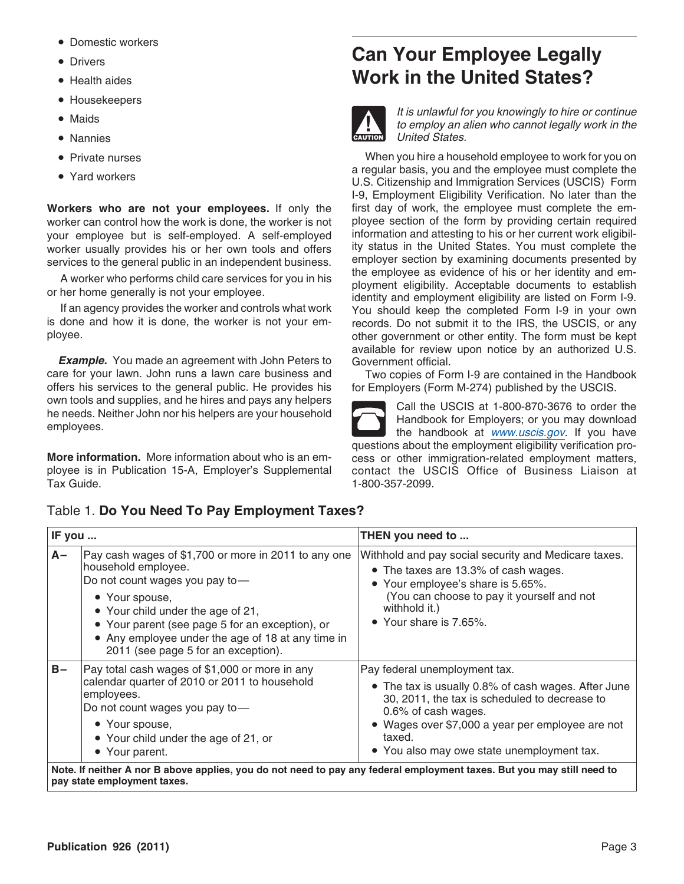- Domestic workers
- Drivers
- Health aides
- Housekeepers
- Maids
- Nannies
- Private nurses
- Yard workers

**Workers who are not your employees.** If only the worker can control how the work is done, the worker is not your employee but is self-employed. A self-employed worker usually provides his or her own tools and offers services to the general public in an independent business.

A worker who performs child care services for you in his or her home generally is not your employee.

If an agency provides the worker and controls what work is done and how it is done, the worker is not your employee.

***Example.*** You made an agreement with John Peters to care for your lawn. John runs a lawn care business and offers his services to the general public. He provides his own tools and supplies, and he hires and pays any helpers he needs. Neither John nor his helpers are your household employees.

**More information.** More information about who is an employee is in Publication 15-A, Employer's Supplemental Tax Guide.

## Can Your Employee Legally Work in the United States?

CAUTION: *It is unlawful for you knowingly to hire or continue to employ an alien who cannot legally work in the United States.*

When you hire a household employee to work for you on a regular basis, you and the employee must complete the U.S. Citizenship and Immigration Services (USCIS) Form I-9, Employment Eligibility Verification. No later than the first day of work, the employee must complete the employee section of the form by providing certain required information and attesting to his or her current work eligibility status in the United States. You must complete the employer section by examining documents presented by the employee as evidence of his or her identity and employment eligibility. Acceptable documents to establish identity and employment eligibility are listed on Form I-9. You should keep the completed Form I-9 in your own records. Do not submit it to the IRS, the USCIS, or any other government or other entity. The form must be kept available for review upon notice by an authorized U.S. Government official.

Two copies of Form I-9 are contained in the Handbook for Employers (Form M-274) published by the USCIS.

Call the USCIS at 1-800-870-3676 to order the Handbook for Employers; or you may download the handbook at *www.uscis.gov*. If you have questions about the employment eligibility verification process or other immigration-related employment matters, contact the USCIS Office of Business Liaison at 1-800-357-2099.

Table 1. **Do You Need To Pay Employment Taxes?**

| IF you ... | | THEN you need to ... |
|---|---|---|
| A– | Pay cash wages of $1,700 or more in 2011 to any one household employee.<br>Do not count wages you pay to—<br>• Your spouse,<br>• Your child under the age of 21,<br>• Your parent (see page 5 for an exception), or<br>• Any employee under the age of 18 at any time in 2011 (see page 5 for an exception). | Withhold and pay social security and Medicare taxes.<br>• The taxes are 13.3% of cash wages.<br>• Your employee's share is 5.65%.<br>(You can choose to pay it yourself and not withhold it.)<br>• Your share is 7.65%. |
| B– | Pay total cash wages of $1,000 or more in any calendar quarter of 2010 or 2011 to household employees.<br>Do not count wages you pay to—<br>• Your spouse,<br>• Your child under the age of 21, or<br>• Your parent. | Pay federal unemployment tax.<br>• The tax is usually 0.8% of cash wages. After June 30, 2011, the tax is scheduled to decrease to 0.6% of cash wages.<br>• Wages over $7,000 a year per employee are not taxed.<br>• You also may owe state unemployment tax. |
| **Note. If neither A nor B above applies, you do not need to pay any federal employment taxes. But you may still need to pay state employment taxes.** | | |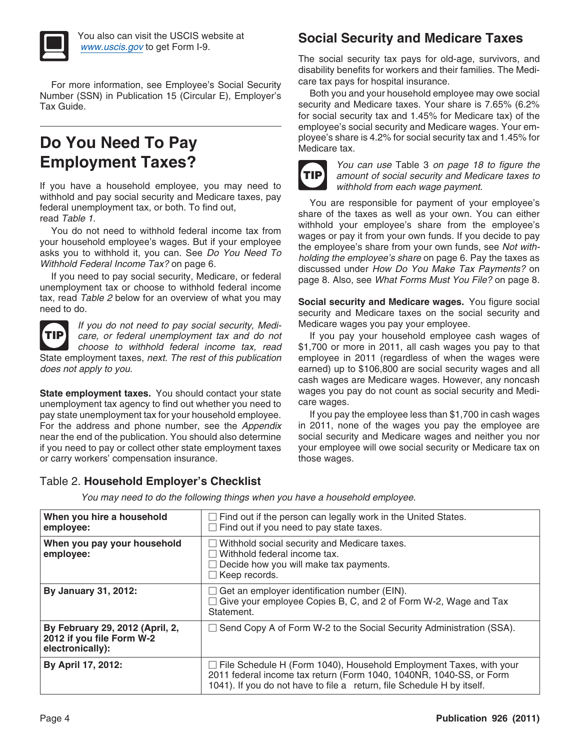You also can visit the USCIS website at *www.uscis.gov* to get Form I-9.

For more information, see Employee's Social Security Number (SSN) in Publication 15 (Circular E), Employer's Tax Guide.

# Do You Need To Pay Employment Taxes?

If you have a household employee, you may need to withhold and pay social security and Medicare taxes, pay federal unemployment tax, or both. To find out, read *Table 1.*

You do not need to withhold federal income tax from your household employee's wages. But if your employee asks you to withhold it, you can. See *Do You Need To Withhold Federal Income Tax?* on page 6.

If you need to pay social security, Medicare, or federal unemployment tax or choose to withhold federal income tax, read *Table 2* below for an overview of what you may need to do.

**TIP** *If you do not need to pay social security, Medicare, or federal unemployment tax and do not choose to withhold federal income tax, read* State employment taxes, *next. The rest of this publication does not apply to you.*

**State employment taxes.** You should contact your state unemployment tax agency to find out whether you need to pay state unemployment tax for your household employee. For the address and phone number, see the *Appendix* near the end of the publication. You should also determine if you need to pay or collect other state employment taxes or carry workers' compensation insurance.

## Social Security and Medicare Taxes

The social security tax pays for old-age, survivors, and disability benefits for workers and their families. The Medicare tax pays for hospital insurance.

Both you and your household employee may owe social security and Medicare taxes. Your share is 7.65% (6.2% for social security tax and 1.45% for Medicare tax) of the employee's social security and Medicare wages. Your employee's share is 4.2% for social security tax and 1.45% for Medicare tax.

**TIP** *You can use* Table 3 *on page 18 to figure the amount of social security and Medicare taxes to withhold from each wage payment.*

You are responsible for payment of your employee's share of the taxes as well as your own. You can either withhold your employee's share from the employee's wages or pay it from your own funds. If you decide to pay the employee's share from your own funds, see *Not withholding the employee's share* on page 6. Pay the taxes as discussed under *How Do You Make Tax Payments?* on page 8. Also, see *What Forms Must You File?* on page 8.

**Social security and Medicare wages.** You figure social security and Medicare taxes on the social security and Medicare wages you pay your employee.

If you pay your household employee cash wages of $1,700 or more in 2011, all cash wages you pay to that employee in 2011 (regardless of when the wages were earned) up to $106,800 are social security wages and all cash wages are Medicare wages. However, any noncash wages you pay do not count as social security and Medicare wages.

If you pay the employee less than $1,700 in cash wages in 2011, none of the wages you pay the employee are social security and Medicare wages and neither you nor your employee will owe social security or Medicare tax on those wages.

Table 2. **Household Employer's Checklist**

*You may need to do the following things when you have a household employee.*

| | |
|---|---|
| **When you hire a household employee:** | ☐ Find out if the person can legally work in the United States.<br>☐ Find out if you need to pay state taxes. |
| **When you pay your household employee:** | ☐ Withhold social security and Medicare taxes.<br>☐ Withhold federal income tax.<br>☐ Decide how you will make tax payments.<br>☐ Keep records. |
| **By January 31, 2012:** | ☐ Get an employer identification number (EIN).<br>☐ Give your employee Copies B, C, and 2 of Form W-2, Wage and Tax Statement. |
| **By February 29, 2012 (April, 2, 2012 if you file Form W-2 electronically):** | ☐ Send Copy A of Form W-2 to the Social Security Administration (SSA). |
| **By April 17, 2012:** | ☐ File Schedule H (Form 1040), Household Employment Taxes, with your 2011 federal income tax return (Form 1040, 1040NR, 1040-SS, or Form 1041). If you do not have to file a return, file Schedule H by itself. |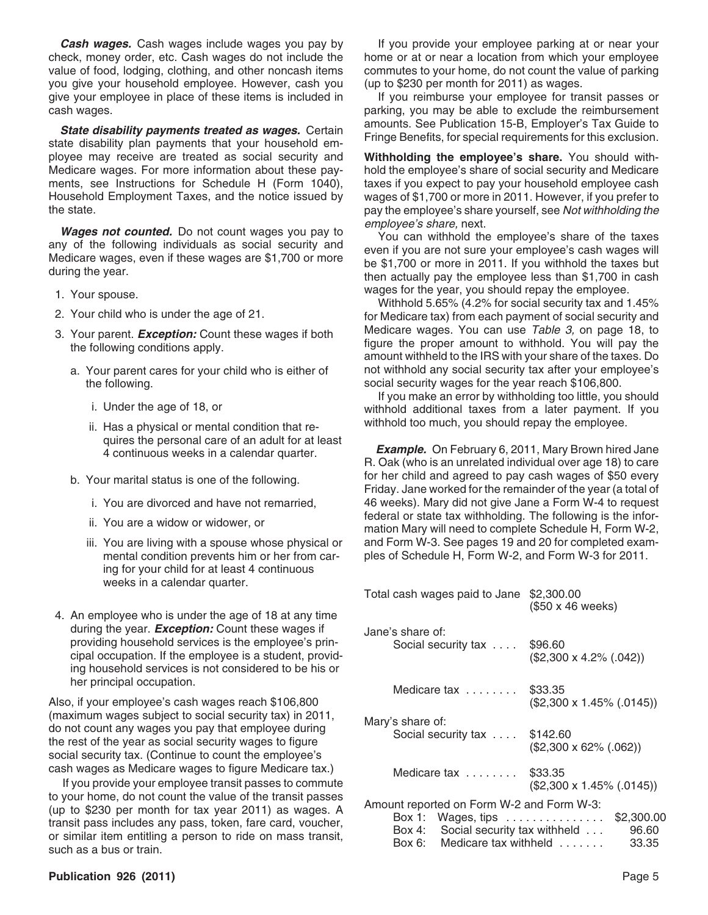***Cash wages.*** Cash wages include wages you pay by check, money order, etc. Cash wages do not include the value of food, lodging, clothing, and other noncash items you give your household employee. However, cash you give your employee in place of these items is included in cash wages.

***State disability payments treated as wages.*** Certain state disability plan payments that your household employee may receive are treated as social security and Medicare wages. For more information about these payments, see Instructions for Schedule H (Form 1040), Household Employment Taxes, and the notice issued by the state.

***Wages not counted.*** Do not count wages you pay to any of the following individuals as social security and Medicare wages, even if these wages are $1,700 or more during the year.

1. Your spouse.
2. Your child who is under the age of 21.
3. Your parent. ***Exception:*** Count these wages if both the following conditions apply.
   a. Your parent cares for your child who is either of the following.
      i. Under the age of 18, or
      ii. Has a physical or mental condition that requires the personal care of an adult for at least 4 continuous weeks in a calendar quarter.
   b. Your marital status is one of the following.
      i. You are divorced and have not remarried,
      ii. You are a widow or widower, or
      iii. You are living with a spouse whose physical or mental condition prevents him or her from caring for your child for at least 4 continuous weeks in a calendar quarter.
4. An employee who is under the age of 18 at any time during the year. ***Exception:*** Count these wages if providing household services is the employee's principal occupation. If the employee is a student, providing household services is not considered to be his or her principal occupation.

Also, if your employee's cash wages reach $106,800 (maximum wages subject to social security tax) in 2011, do not count any wages you pay that employee during the rest of the year as social security wages to figure social security tax. (Continue to count the employee's cash wages as Medicare wages to figure Medicare tax.)

If you provide your employee transit passes to commute to your home, do not count the value of the transit passes (up to $230 per month for tax year 2011) as wages. A transit pass includes any pass, token, fare card, voucher, or similar item entitling a person to ride on mass transit, such as a bus or train.

If you provide your employee parking at or near your home or at or near a location from which your employee commutes to your home, do not count the value of parking (up to $230 per month for 2011) as wages.

If you reimburse your employee for transit passes or parking, you may be able to exclude the reimbursement amounts. See Publication 15-B, Employer's Tax Guide to Fringe Benefits, for special requirements for this exclusion.

**Withholding the employee's share.** You should withhold the employee's share of social security and Medicare taxes if you expect to pay your household employee cash wages of $1,700 or more in 2011. However, if you prefer to pay the employee's share yourself, see *Not withholding the employee's share,* next.

You can withhold the employee's share of the taxes even if you are not sure your employee's cash wages will be $1,700 or more in 2011. If you withhold the taxes but then actually pay the employee less than $1,700 in cash wages for the year, you should repay the employee.

Withhold 5.65% (4.2% for social security tax and 1.45% for Medicare tax) from each payment of social security and Medicare wages. You can use *Table 3,* on page 18, to figure the proper amount to withhold. You will pay the amount withheld to the IRS with your share of the taxes. Do not withhold any social security tax after your employee's social security wages for the year reach $106,800.

If you make an error by withholding too little, you should withhold additional taxes from a later payment. If you withhold too much, you should repay the employee.

***Example.*** On February 6, 2011, Mary Brown hired Jane R. Oak (who is an unrelated individual over age 18) to care for her child and agreed to pay cash wages of $50 every Friday. Jane worked for the remainder of the year (a total of 46 weeks). Mary did not give Jane a Form W-4 to request federal or state tax withholding. The following is the information Mary will need to complete Schedule H, Form W-2, and Form W-3. See pages 19 and 20 for completed examples of Schedule H, Form W-2, and Form W-3 for 2011.

| | |
|---|---|
| Total cash wages paid to Jane | $2,300.00 ($50 x 46 weeks) |
| Jane's share of: | |
| Social security tax . . . . | $96.60 ($2,300 x 4.2% (.042)) |
| Medicare tax . . . . . . . . | $33.35 ($2,300 x 1.45% (.0145)) |
| Mary's share of: | |
| Social security tax . . . . | $142.60 ($2,300 x 62% (.062)) |
| Medicare tax . . . . . . . . | $33.35 ($2,300 x 1.45% (.0145)) |

Amount reported on Form W-2 and Form W-3:

| | | |
|---|---|---|
| Box 1: | Wages, tips . . . . . . . . . . . . . . . | $2,300.00 |
| Box 4: | Social security tax withheld . . . | 96.60 |
| Box 6: | Medicare tax withheld . . . . . . . | 33.35 |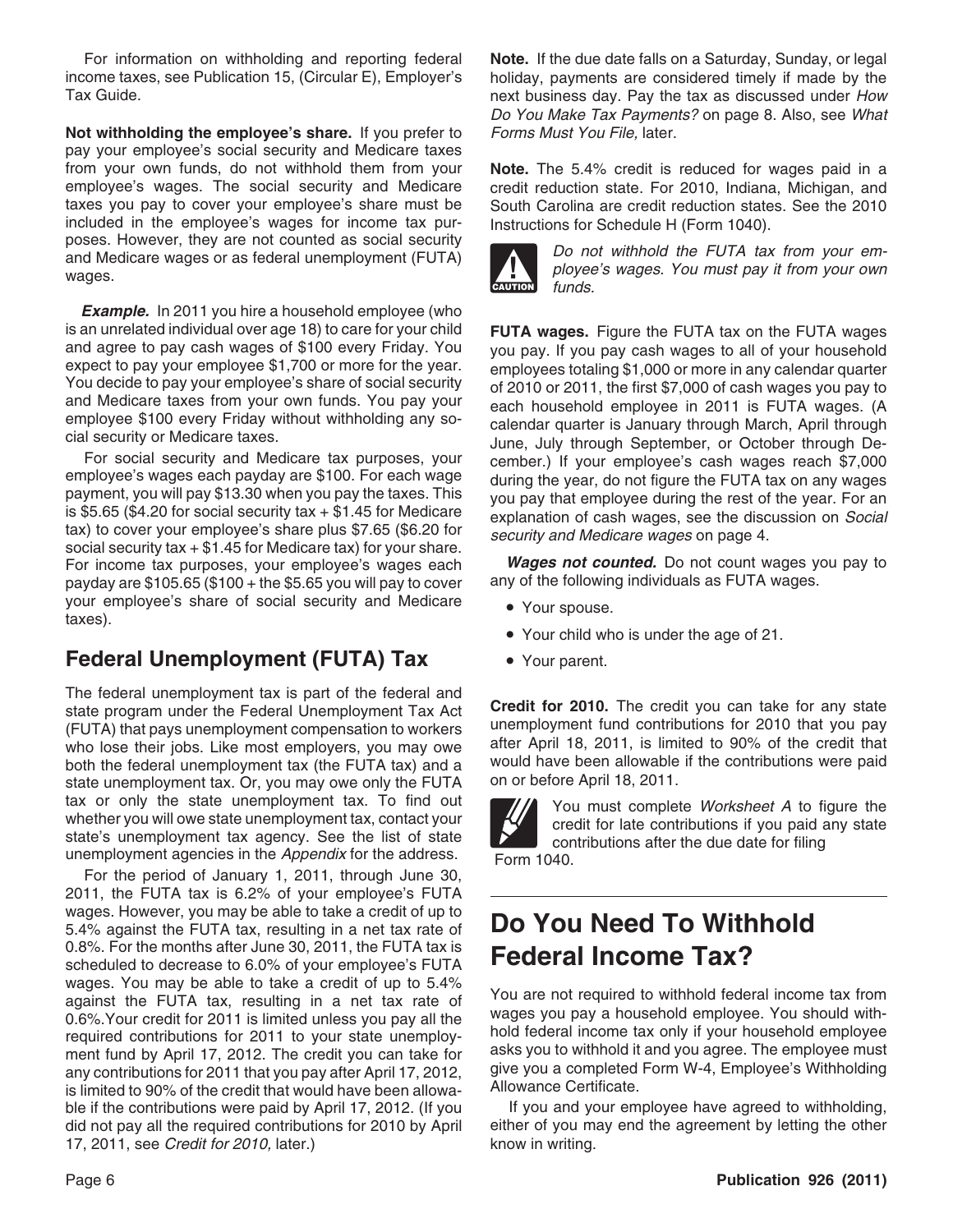For information on withholding and reporting federal income taxes, see Publication 15, (Circular E), Employer's Tax Guide.

**Not withholding the employee's share.** If you prefer to pay your employee's social security and Medicare taxes from your own funds, do not withhold them from your employee's wages. The social security and Medicare taxes you pay to cover your employee's share must be included in the employee's wages for income tax purposes. However, they are not counted as social security and Medicare wages or as federal unemployment (FUTA) wages.

***Example.*** In 2011 you hire a household employee (who is an unrelated individual over age 18) to care for your child and agree to pay cash wages of $100 every Friday. You expect to pay your employee $1,700 or more for the year. You decide to pay your employee's share of social security and Medicare taxes from your own funds. You pay your employee $100 every Friday without withholding any social security or Medicare taxes.

For social security and Medicare tax purposes, your employee's wages each payday are $100. For each wage payment, you will pay $13.30 when you pay the taxes. This is $5.65 ($4.20 for social security tax + $1.45 for Medicare tax) to cover your employee's share plus $7.65 ($6.20 for social security tax + $1.45 for Medicare tax) for your share. For income tax purposes, your employee's wages each payday are $105.65 ($100 + the $5.65 you will pay to cover your employee's share of social security and Medicare taxes).

## Federal Unemployment (FUTA) Tax

The federal unemployment tax is part of the federal and state program under the Federal Unemployment Tax Act (FUTA) that pays unemployment compensation to workers who lose their jobs. Like most employers, you may owe both the federal unemployment tax (the FUTA tax) and a state unemployment tax. Or, you may owe only the FUTA tax or only the state unemployment tax. To find out whether you will owe state unemployment tax, contact your state's unemployment tax agency. See the list of state unemployment agencies in the *Appendix* for the address.

For the period of January 1, 2011, through June 30, 2011, the FUTA tax is 6.2% of your employee's FUTA wages. However, you may be able to take a credit of up to 5.4% against the FUTA tax, resulting in a net tax rate of 0.8%. For the months after June 30, 2011, the FUTA tax is scheduled to decrease to 6.0% of your employee's FUTA wages. You may be able to take a credit of up to 5.4% against the FUTA tax, resulting in a net tax rate of 0.6%.Your credit for 2011 is limited unless you pay all the required contributions for 2011 to your state unemployment fund by April 17, 2012. The credit you can take for any contributions for 2011 that you pay after April 17, 2012, is limited to 90% of the credit that would have been allowable if the contributions were paid by April 17, 2012. (If you did not pay all the required contributions for 2010 by April 17, 2011, see *Credit for 2010,* later.)

**Note.** If the due date falls on a Saturday, Sunday, or legal holiday, payments are considered timely if made by the next business day. Pay the tax as discussed under *How Do You Make Tax Payments?* on page 8. Also, see *What Forms Must You File,* later.

**Note.** The 5.4% credit is reduced for wages paid in a credit reduction state. For 2010, Indiana, Michigan, and South Carolina are credit reduction states. See the 2010 Instructions for Schedule H (Form 1040).

CAUTION: *Do not withhold the FUTA tax from your employee's wages. You must pay it from your own funds.*

**FUTA wages.** Figure the FUTA tax on the FUTA wages you pay. If you pay cash wages to all of your household employees totaling $1,000 or more in any calendar quarter of 2010 or 2011, the first $7,000 of cash wages you pay to each household employee in 2011 is FUTA wages. (A calendar quarter is January through March, April through June, July through September, or October through December.) If your employee's cash wages reach $7,000 during the year, do not figure the FUTA tax on any wages you pay that employee during the rest of the year. For an explanation of cash wages, see the discussion on *Social security and Medicare wages* on page 4.

***Wages not counted.*** Do not count wages you pay to any of the following individuals as FUTA wages.

- Your spouse.
- Your child who is under the age of 21.
- Your parent.

**Credit for 2010.** The credit you can take for any state unemployment fund contributions for 2010 that you pay after April 18, 2011, is limited to 90% of the credit that would have been allowable if the contributions were paid on or before April 18, 2011.

You must complete *Worksheet A* to figure the credit for late contributions if you paid any state contributions after the due date for filing Form 1040.

# Do You Need To Withhold Federal Income Tax?

You are not required to withhold federal income tax from wages you pay a household employee. You should withhold federal income tax only if your household employee asks you to withhold it and you agree. The employee must give you a completed Form W-4, Employee's Withholding Allowance Certificate.

If you and your employee have agreed to withholding, either of you may end the agreement by letting the other know in writing.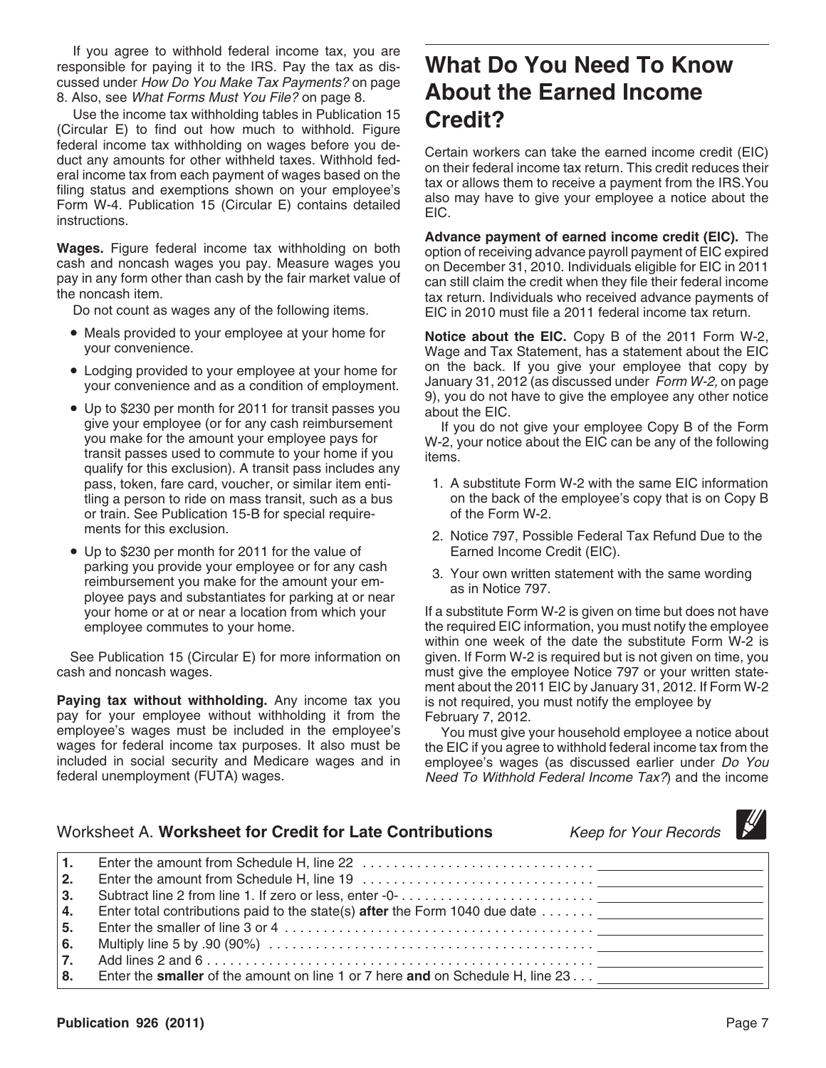If you agree to withhold federal income tax, you are responsible for paying it to the IRS. Pay the tax as discussed under *How Do You Make Tax Payments?* on page 8. Also, see *What Forms Must You File?* on page 8.

Use the income tax withholding tables in Publication 15 (Circular E) to find out how much to withhold. Figure federal income tax withholding on wages before you deduct any amounts for other withheld taxes. Withhold federal income tax from each payment of wages based on the filing status and exemptions shown on your employee's Form W-4. Publication 15 (Circular E) contains detailed instructions.

**Wages.** Figure federal income tax withholding on both cash and noncash wages you pay. Measure wages you pay in any form other than cash by the fair market value of the noncash item.

Do not count as wages any of the following items.

- Meals provided to your employee at your home for your convenience.
- Lodging provided to your employee at your home for your convenience and as a condition of employment.
- Up to $230 per month for 2011 for transit passes you give your employee (or for any cash reimbursement you make for the amount your employee pays for transit passes used to commute to your home if you qualify for this exclusion). A transit pass includes any pass, token, fare card, voucher, or similar item entitling a person to ride on mass transit, such as a bus or train. See Publication 15-B for special requirements for this exclusion.
- Up to $230 per month for 2011 for the value of parking you provide your employee or for any cash reimbursement you make for the amount your employee pays and substantiates for parking at or near your home or at or near a location from which your employee commutes to your home.

See Publication 15 (Circular E) for more information on cash and noncash wages.

**Paying tax without withholding.** Any income tax you pay for your employee without withholding it from the employee's wages must be included in the employee's wages for federal income tax purposes. It also must be included in social security and Medicare wages and in federal unemployment (FUTA) wages.

# What Do You Need To Know About the Earned Income Credit?

Certain workers can take the earned income credit (EIC) on their federal income tax return. This credit reduces their tax or allows them to receive a payment from the IRS. You also may have to give your employee a notice about the EIC.

**Advance payment of earned income credit (EIC).** The option of receiving advance payroll payment of EIC expired on December 31, 2010. Individuals eligible for EIC in 2011 can still claim the credit when they file their federal income tax return. Individuals who received advance payments of EIC in 2010 must file a 2011 federal income tax return.

**Notice about the EIC.** Copy B of the 2011 Form W-2, Wage and Tax Statement, has a statement about the EIC on the back. If you give your employee that copy by January 31, 2012 (as discussed under *Form W-2,* on page 9), you do not have to give the employee any other notice about the EIC.

If you do not give your employee Copy B of the Form W-2, your notice about the EIC can be any of the following items.

1. A substitute Form W-2 with the same EIC information on the back of the employee's copy that is on Copy B of the Form W-2.
2. Notice 797, Possible Federal Tax Refund Due to the Earned Income Credit (EIC).
3. Your own written statement with the same wording as in Notice 797.

If a substitute Form W-2 is given on time but does not have the required EIC information, you must notify the employee within one week of the date the substitute Form W-2 is given. If Form W-2 is required but is not given on time, you must give the employee Notice 797 or your written statement about the 2011 EIC by January 31, 2012. If Form W-2 is not required, you must notify the employee by February 7, 2012.

You must give your household employee a notice about the EIC if you agree to withhold federal income tax from the employee's wages (as discussed earlier under *Do You Need To Withhold Federal Income Tax?*) and the income

Worksheet A. **Worksheet for Credit for Late Contributions** *Keep for Your Records*

| | | |
|---|---|---|
| **1.** | Enter the amount from Schedule H, line 22 | |
| **2.** | Enter the amount from Schedule H, line 19 | |
| **3.** | Subtract line 2 from line 1. If zero or less, enter -0- | |
| **4.** | Enter total contributions paid to the state(s) **after** the Form 1040 due date | |
| **5.** | Enter the smaller of line 3 or 4 | |
| **6.** | Multiply line 5 by .90 (90%) | |
| **7.** | Add lines 2 and 6 | |
| **8.** | Enter the **smaller** of the amount on line 1 or 7 here **and** on Schedule H, line 23 | |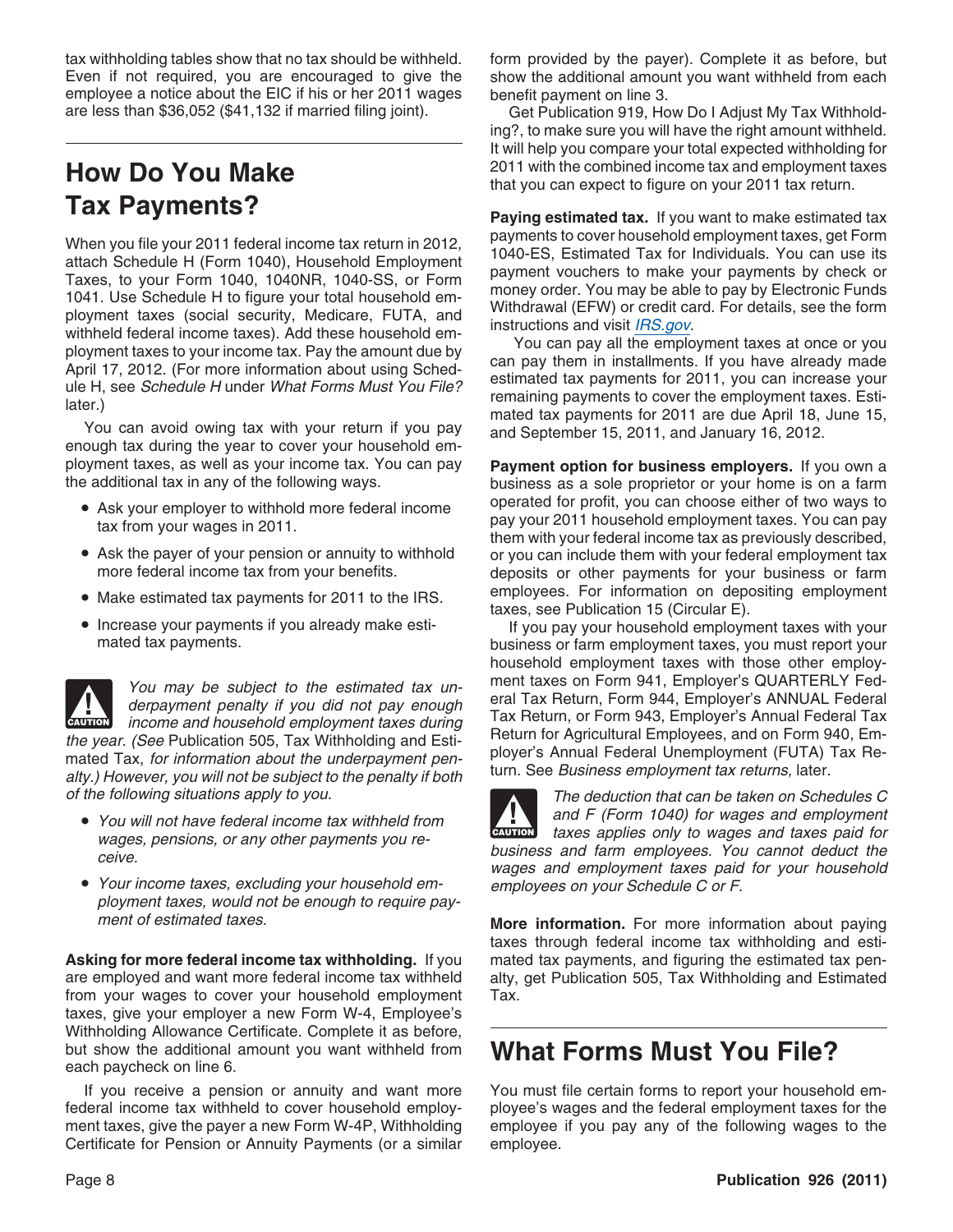tax withholding tables show that no tax should be withheld. Even if not required, you are encouraged to give the employee a notice about the EIC if his or her 2011 wages are less than $36,052 ($41,132 if married filing joint).

# How Do You Make Tax Payments?

When you file your 2011 federal income tax return in 2012, attach Schedule H (Form 1040), Household Employment Taxes, to your Form 1040, 1040NR, 1040-SS, or Form 1041. Use Schedule H to figure your total household employment taxes (social security, Medicare, FUTA, and withheld federal income taxes). Add these household employment taxes to your income tax. Pay the amount due by April 17, 2012. (For more information about using Schedule H, see *Schedule H* under *What Forms Must You File?* later.)

You can avoid owing tax with your return if you pay enough tax during the year to cover your household employment taxes, as well as your income tax. You can pay the additional tax in any of the following ways.

- Ask your employer to withhold more federal income tax from your wages in 2011.
- Ask the payer of your pension or annuity to withhold more federal income tax from your benefits.
- Make estimated tax payments for 2011 to the IRS.
- Increase your payments if you already make estimated tax payments.

**CAUTION** *You may be subject to the estimated tax underpayment penalty if you did not pay enough income and household employment taxes during the year. (See* Publication 505, Tax Withholding and Estimated Tax, *for information about the underpayment penalty.) However, you will not be subject to the penalty if both of the following situations apply to you.*

- *You will not have federal income tax withheld from wages, pensions, or any other payments you receive.*
- *Your income taxes, excluding your household employment taxes, would not be enough to require payment of estimated taxes.*

**Asking for more federal income tax withholding.** If you are employed and want more federal income tax withheld from your wages to cover your household employment taxes, give your employer a new Form W-4, Employee's Withholding Allowance Certificate. Complete it as before, but show the additional amount you want withheld from each paycheck on line 6.

If you receive a pension or annuity and want more federal income tax withheld to cover household employment taxes, give the payer a new Form W-4P, Withholding Certificate for Pension or Annuity Payments (or a similar form provided by the payer). Complete it as before, but show the additional amount you want withheld from each benefit payment on line 3.

Get Publication 919, How Do I Adjust My Tax Withholding?, to make sure you will have the right amount withheld. It will help you compare your total expected withholding for 2011 with the combined income tax and employment taxes that you can expect to figure on your 2011 tax return.

**Paying estimated tax.** If you want to make estimated tax payments to cover household employment taxes, get Form 1040-ES, Estimated Tax for Individuals. You can use its payment vouchers to make your payments by check or money order. You may be able to pay by Electronic Funds Withdrawal (EFW) or credit card. For details, see the form instructions and visit *IRS.gov*.

You can pay all the employment taxes at once or you can pay them in installments. If you have already made estimated tax payments for 2011, you can increase your remaining payments to cover the employment taxes. Estimated tax payments for 2011 are due April 18, June 15, and September 15, 2011, and January 16, 2012.

**Payment option for business employers.** If you own a business as a sole proprietor or your home is on a farm operated for profit, you can choose either of two ways to pay your 2011 household employment taxes. You can pay them with your federal income tax as previously described, or you can include them with your federal employment tax deposits or other payments for your business or farm employees. For information on depositing employment taxes, see Publication 15 (Circular E).

If you pay your household employment taxes with your business or farm employment taxes, you must report your household employment taxes with those other employment taxes on Form 941, Employer's QUARTERLY Federal Tax Return, Form 944, Employer's ANNUAL Federal Tax Return, or Form 943, Employer's Annual Federal Tax Return for Agricultural Employees, and on Form 940, Employer's Annual Federal Unemployment (FUTA) Tax Return. See *Business employment tax returns,* later.

**CAUTION** *The deduction that can be taken on Schedules C and F (Form 1040) for wages and employment taxes applies only to wages and taxes paid for business and farm employees. You cannot deduct the wages and employment taxes paid for your household employees on your Schedule C or F.*

**More information.** For more information about paying taxes through federal income tax withholding and estimated tax payments, and figuring the estimated tax penalty, get Publication 505, Tax Withholding and Estimated Tax.

# What Forms Must You File?

You must file certain forms to report your household employee's wages and the federal employment taxes for the employee if you pay any of the following wages to the employee.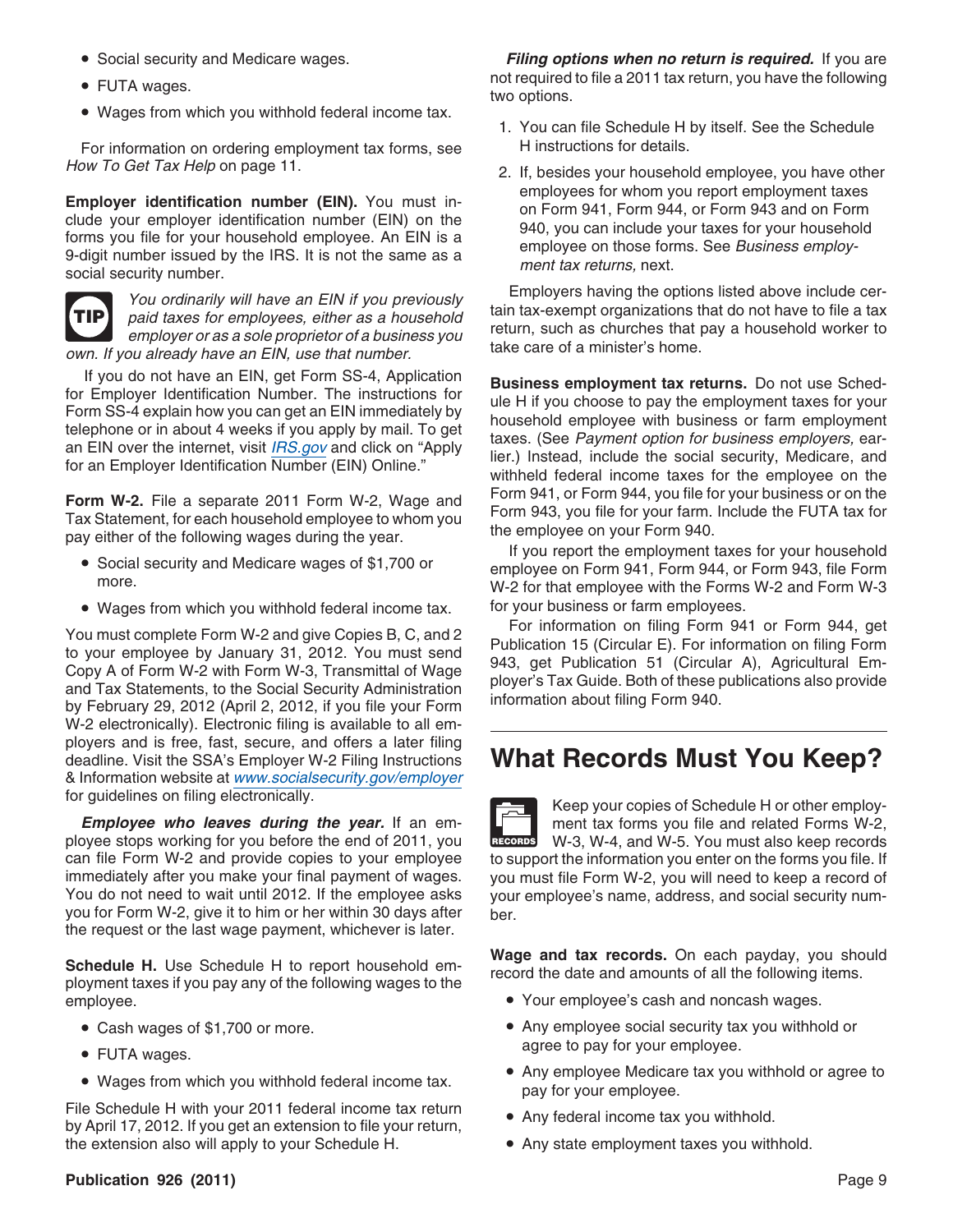- Social security and Medicare wages.
- FUTA wages.
- Wages from which you withhold federal income tax.

For information on ordering employment tax forms, see *How To Get Tax Help* on page 11.

**Employer identification number (EIN).** You must include your employer identification number (EIN) on the forms you file for your household employee. An EIN is a 9-digit number issued by the IRS. It is not the same as a social security number.

TIP: *You ordinarily will have an EIN if you previously paid taxes for employees, either as a household employer or as a sole proprietor of a business you own. If you already have an EIN, use that number.*

If you do not have an EIN, get Form SS-4, Application for Employer Identification Number. The instructions for Form SS-4 explain how you can get an EIN immediately by telephone or in about 4 weeks if you apply by mail. To get an EIN over the internet, visit IRS.gov and click on "Apply for an Employer Identification Number (EIN) Online."

**Form W-2.** File a separate 2011 Form W-2, Wage and Tax Statement, for each household employee to whom you pay either of the following wages during the year.

- Social security and Medicare wages of $1,700 or more.
- Wages from which you withhold federal income tax.

You must complete Form W-2 and give Copies B, C, and 2 to your employee by January 31, 2012. You must send Copy A of Form W-2 with Form W-3, Transmittal of Wage and Tax Statements, to the Social Security Administration by February 29, 2012 (April 2, 2012, if you file your Form W-2 electronically). Electronic filing is available to all employers and is free, fast, secure, and offers a later filing deadline. Visit the SSA's Employer W-2 Filing Instructions & Information website at www.socialsecurity.gov/employer for guidelines on filing electronically.

***Employee who leaves during the year.*** If an employee stops working for you before the end of 2011, you can file Form W-2 and provide copies to your employee immediately after you make your final payment of wages. You do not need to wait until 2012. If the employee asks you for Form W-2, give it to him or her within 30 days after the request or the last wage payment, whichever is later.

**Schedule H.** Use Schedule H to report household employment taxes if you pay any of the following wages to the employee.

- Cash wages of $1,700 or more.
- FUTA wages.
- Wages from which you withhold federal income tax.

File Schedule H with your 2011 federal income tax return by April 17, 2012. If you get an extension to file your return, the extension also will apply to your Schedule H.

***Filing options when no return is required.*** If you are not required to file a 2011 tax return, you have the following two options.

1. You can file Schedule H by itself. See the Schedule H instructions for details.
2. If, besides your household employee, you have other employees for whom you report employment taxes on Form 941, Form 944, or Form 943 and on Form 940, you can include your taxes for your household employee on those forms. See *Business employment tax returns,* next.

Employers having the options listed above include certain tax-exempt organizations that do not have to file a tax return, such as churches that pay a household worker to take care of a minister's home.

**Business employment tax returns.** Do not use Schedule H if you choose to pay the employment taxes for your household employee with business or farm employment taxes. (See *Payment option for business employers,* earlier.) Instead, include the social security, Medicare, and withheld federal income taxes for the employee on the Form 941, or Form 944, you file for your business or on the Form 943, you file for your farm. Include the FUTA tax for the employee on your Form 940.

If you report the employment taxes for your household employee on Form 941, Form 944, or Form 943, file Form W-2 for that employee with the Forms W-2 and Form W-3 for your business or farm employees.

For information on filing Form 941 or Form 944, get Publication 15 (Circular E). For information on filing Form 943, get Publication 51 (Circular A), Agricultural Employer's Tax Guide. Both of these publications also provide information about filing Form 940.

# What Records Must You Keep?

RECORDS: Keep your copies of Schedule H or other employment tax forms you file and related Forms W-2, W-3, W-4, and W-5. You must also keep records to support the information you enter on the forms you file. If you must file Form W-2, you will need to keep a record of your employee's name, address, and social security number.

**Wage and tax records.** On each payday, you should record the date and amounts of all the following items.

- Your employee's cash and noncash wages.
- Any employee social security tax you withhold or agree to pay for your employee.
- Any employee Medicare tax you withhold or agree to pay for your employee.
- Any federal income tax you withhold.
- Any state employment taxes you withhold.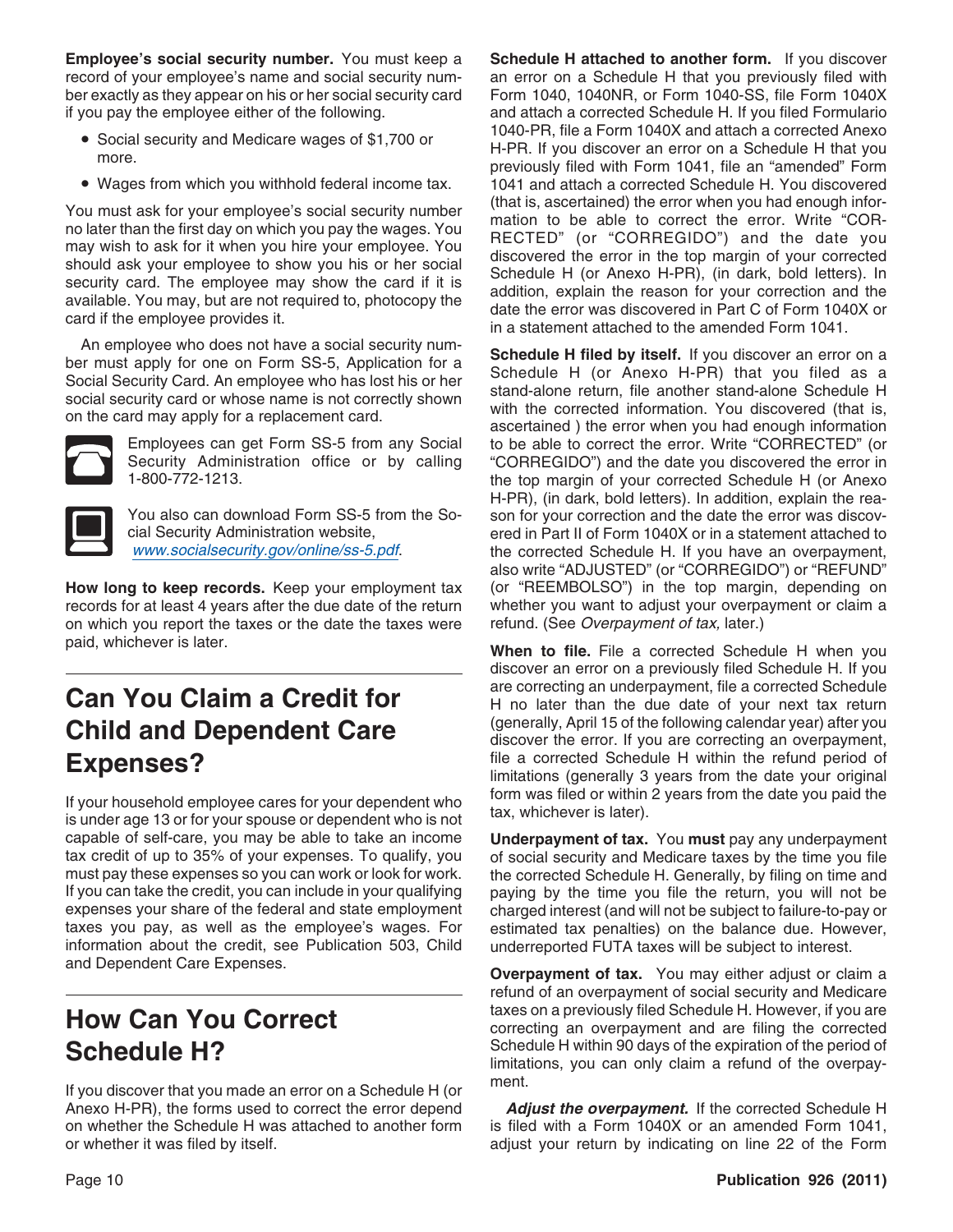**Employee's social security number.** You must keep a record of your employee's name and social security number exactly as they appear on his or her social security card if you pay the employee either of the following.

- Social security and Medicare wages of $1,700 or more.
- Wages from which you withhold federal income tax.

You must ask for your employee's social security number no later than the first day on which you pay the wages. You may wish to ask for it when you hire your employee. You should ask your employee to show you his or her social security card. The employee may show the card if it is available. You may, but are not required to, photocopy the card if the employee provides it.

An employee who does not have a social security number must apply for one on Form SS-5, Application for a Social Security Card. An employee who has lost his or her social security card or whose name is not correctly shown on the card may apply for a replacement card.

Employees can get Form SS-5 from any Social Security Administration office or by calling 1-800-772-1213.

You also can download Form SS-5 from the Social Security Administration website, *www.socialsecurity.gov/online/ss-5.pdf*.

**How long to keep records.** Keep your employment tax records for at least 4 years after the due date of the return on which you report the taxes or the date the taxes were paid, whichever is later.

# Can You Claim a Credit for Child and Dependent Care Expenses?

If your household employee cares for your dependent who is under age 13 or for your spouse or dependent who is not capable of self-care, you may be able to take an income tax credit of up to 35% of your expenses. To qualify, you must pay these expenses so you can work or look for work. If you can take the credit, you can include in your qualifying expenses your share of the federal and state employment taxes you pay, as well as the employee's wages. For information about the credit, see Publication 503, Child and Dependent Care Expenses.

# How Can You Correct Schedule H?

If you discover that you made an error on a Schedule H (or Anexo H-PR), the forms used to correct the error depend on whether the Schedule H was attached to another form or whether it was filed by itself.

**Schedule H attached to another form.** If you discover an error on a Schedule H that you previously filed with Form 1040, 1040NR, or Form 1040-SS, file Form 1040X and attach a corrected Schedule H. If you filed Formulario 1040-PR, file a Form 1040X and attach a corrected Anexo H-PR. If you discover an error on a Schedule H that you previously filed with Form 1041, file an "amended" Form 1041 and attach a corrected Schedule H. You discovered (that is, ascertained) the error when you had enough information to be able to correct the error. Write "CORRECTED" (or "CORREGIDO") and the date you discovered the error in the top margin of your corrected Schedule H (or Anexo H-PR), (in dark, bold letters). In addition, explain the reason for your correction and the date the error was discovered in Part C of Form 1040X or in a statement attached to the amended Form 1041.

**Schedule H filed by itself.** If you discover an error on a Schedule H (or Anexo H-PR) that you filed as a stand-alone return, file another stand-alone Schedule H with the corrected information. You discovered (that is, ascertained ) the error when you had enough information to be able to correct the error. Write "CORRECTED" (or "CORREGIDO") and the date you discovered the error in the top margin of your corrected Schedule H (or Anexo H-PR), (in dark, bold letters). In addition, explain the reason for your correction and the date the error was discovered in Part II of Form 1040X or in a statement attached to the corrected Schedule H. If you have an overpayment, also write "ADJUSTED" (or "CORREGIDO") or "REFUND" (or "REEMBOLSO") in the top margin, depending on whether you want to adjust your overpayment or claim a refund. (See *Overpayment of tax,* later.)

**When to file.** File a corrected Schedule H when you discover an error on a previously filed Schedule H. If you are correcting an underpayment, file a corrected Schedule H no later than the due date of your next tax return (generally, April 15 of the following calendar year) after you discover the error. If you are correcting an overpayment, file a corrected Schedule H within the refund period of limitations (generally 3 years from the date your original form was filed or within 2 years from the date you paid the tax, whichever is later).

**Underpayment of tax.** You **must** pay any underpayment of social security and Medicare taxes by the time you file the corrected Schedule H. Generally, by filing on time and paying by the time you file the return, you will not be charged interest (and will not be subject to failure-to-pay or estimated tax penalties) on the balance due. However, underreported FUTA taxes will be subject to interest.

**Overpayment of tax.** You may either adjust or claim a refund of an overpayment of social security and Medicare taxes on a previously filed Schedule H. However, if you are correcting an overpayment and are filing the corrected Schedule H within 90 days of the expiration of the period of limitations, you can only claim a refund of the overpayment.

***Adjust the overpayment.*** If the corrected Schedule H is filed with a Form 1040X or an amended Form 1041, adjust your return by indicating on line 22 of the Form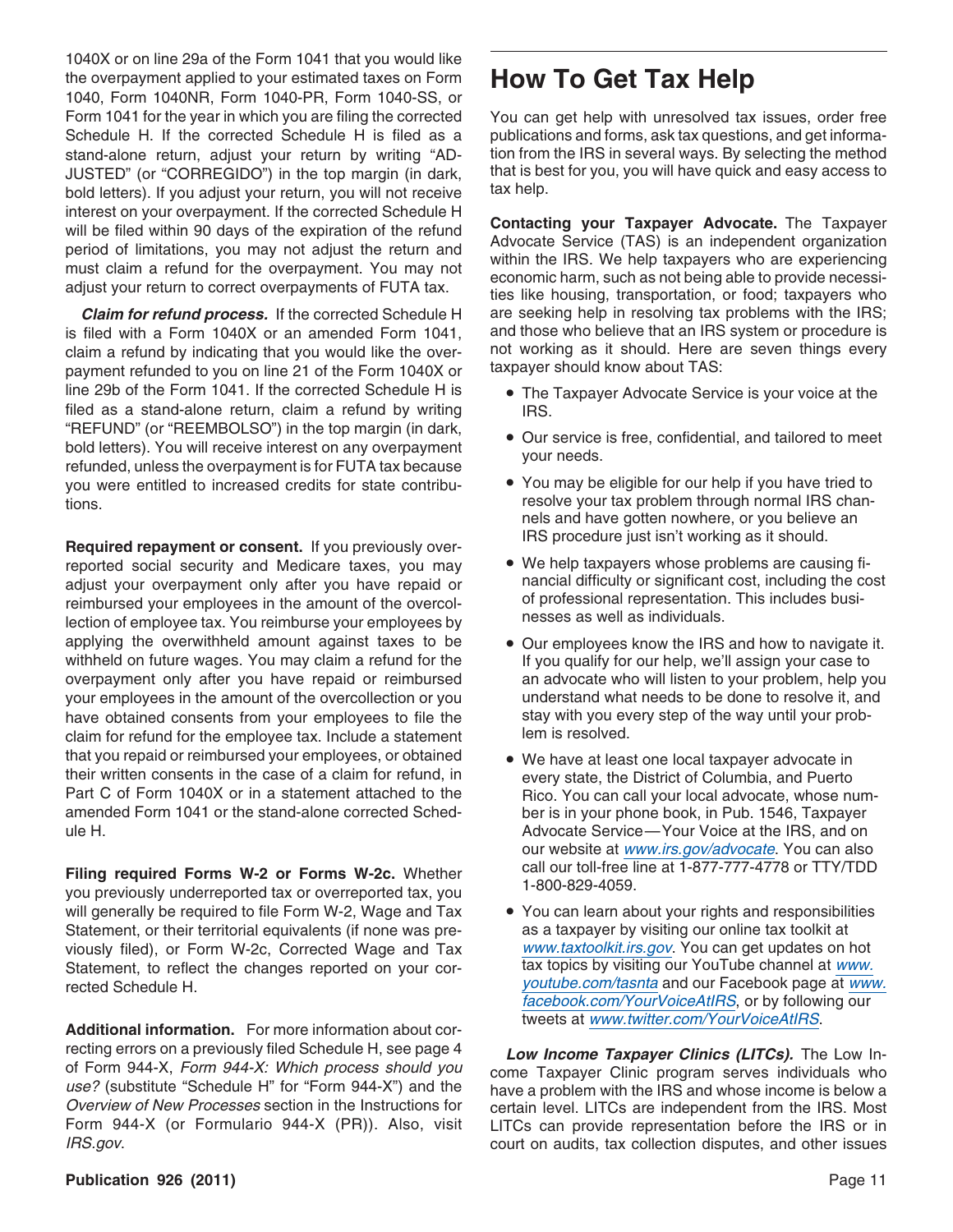1040X or on line 29a of the Form 1041 that you would like the overpayment applied to your estimated taxes on Form 1040, Form 1040NR, Form 1040-PR, Form 1040-SS, or Form 1041 for the year in which you are filing the corrected Schedule H. If the corrected Schedule H is filed as a stand-alone return, adjust your return by writing "ADJUSTED" (or "CORREGIDO") in the top margin (in dark, bold letters). If you adjust your return, you will not receive interest on your overpayment. If the corrected Schedule H will be filed within 90 days of the expiration of the refund period of limitations, you may not adjust the return and must claim a refund for the overpayment. You may not adjust your return to correct overpayments of FUTA tax.

***Claim for refund process.*** If the corrected Schedule H is filed with a Form 1040X or an amended Form 1041, claim a refund by indicating that you would like the overpayment refunded to you on line 21 of the Form 1040X or line 29b of the Form 1041. If the corrected Schedule H is filed as a stand-alone return, claim a refund by writing "REFUND" (or "REEMBOLSO") in the top margin (in dark, bold letters). You will receive interest on any overpayment refunded, unless the overpayment is for FUTA tax because you were entitled to increased credits for state contributions.

**Required repayment or consent.** If you previously overreported social security and Medicare taxes, you may adjust your overpayment only after you have repaid or reimbursed your employees in the amount of the overcollection of employee tax. You reimburse your employees by applying the overwithheld amount against taxes to be withheld on future wages. You may claim a refund for the overpayment only after you have repaid or reimbursed your employees in the amount of the overcollection or you have obtained consents from your employees to file the claim for refund for the employee tax. Include a statement that you repaid or reimbursed your employees, or obtained their written consents in the case of a claim for refund, in Part C of Form 1040X or in a statement attached to the amended Form 1041 or the stand-alone corrected Schedule H.

**Filing required Forms W-2 or Forms W-2c.** Whether you previously underreported tax or overreported tax, you will generally be required to file Form W-2, Wage and Tax Statement, or their territorial equivalents (if none was previously filed), or Form W-2c, Corrected Wage and Tax Statement, to reflect the changes reported on your corrected Schedule H.

**Additional information.** For more information about correcting errors on a previously filed Schedule H, see page 4 of Form 944-X, *Form 944-X: Which process should you use?* (substitute "Schedule H" for "Form 944-X") and the *Overview of New Processes* section in the Instructions for Form 944-X (or Formulario 944-X (PR)). Also, visit *IRS.gov*.

# How To Get Tax Help

You can get help with unresolved tax issues, order free publications and forms, ask tax questions, and get information from the IRS in several ways. By selecting the method that is best for you, you will have quick and easy access to tax help.

**Contacting your Taxpayer Advocate.** The Taxpayer Advocate Service (TAS) is an independent organization within the IRS. We help taxpayers who are experiencing economic harm, such as not being able to provide necessities like housing, transportation, or food; taxpayers who are seeking help in resolving tax problems with the IRS; and those who believe that an IRS system or procedure is not working as it should. Here are seven things every taxpayer should know about TAS:

- The Taxpayer Advocate Service is your voice at the IRS.
- Our service is free, confidential, and tailored to meet your needs.
- You may be eligible for our help if you have tried to resolve your tax problem through normal IRS channels and have gotten nowhere, or you believe an IRS procedure just isn't working as it should.
- We help taxpayers whose problems are causing financial difficulty or significant cost, including the cost of professional representation. This includes businesses as well as individuals.
- Our employees know the IRS and how to navigate it. If you qualify for our help, we'll assign your case to an advocate who will listen to your problem, help you understand what needs to be done to resolve it, and stay with you every step of the way until your problem is resolved.
- We have at least one local taxpayer advocate in every state, the District of Columbia, and Puerto Rico. You can call your local advocate, whose number is in your phone book, in Pub. 1546, Taxpayer Advocate Service—Your Voice at the IRS, and on our website at *www.irs.gov/advocate*. You can also call our toll-free line at 1-877-777-4778 or TTY/TDD 1-800-829-4059.
- You can learn about your rights and responsibilities as a taxpayer by visiting our online tax toolkit at *www.taxtoolkit.irs.gov*. You can get updates on hot tax topics by visiting our YouTube channel at *www.youtube.com/tasnta* and our Facebook page at *www.facebook.com/YourVoiceAtIRS*, or by following our tweets at *www.twitter.com/YourVoiceAtIRS*.

***Low Income Taxpayer Clinics (LITCs).*** The Low Income Taxpayer Clinic program serves individuals who have a problem with the IRS and whose income is below a certain level. LITCs are independent from the IRS. Most LITCs can provide representation before the IRS or in court on audits, tax collection disputes, and other issues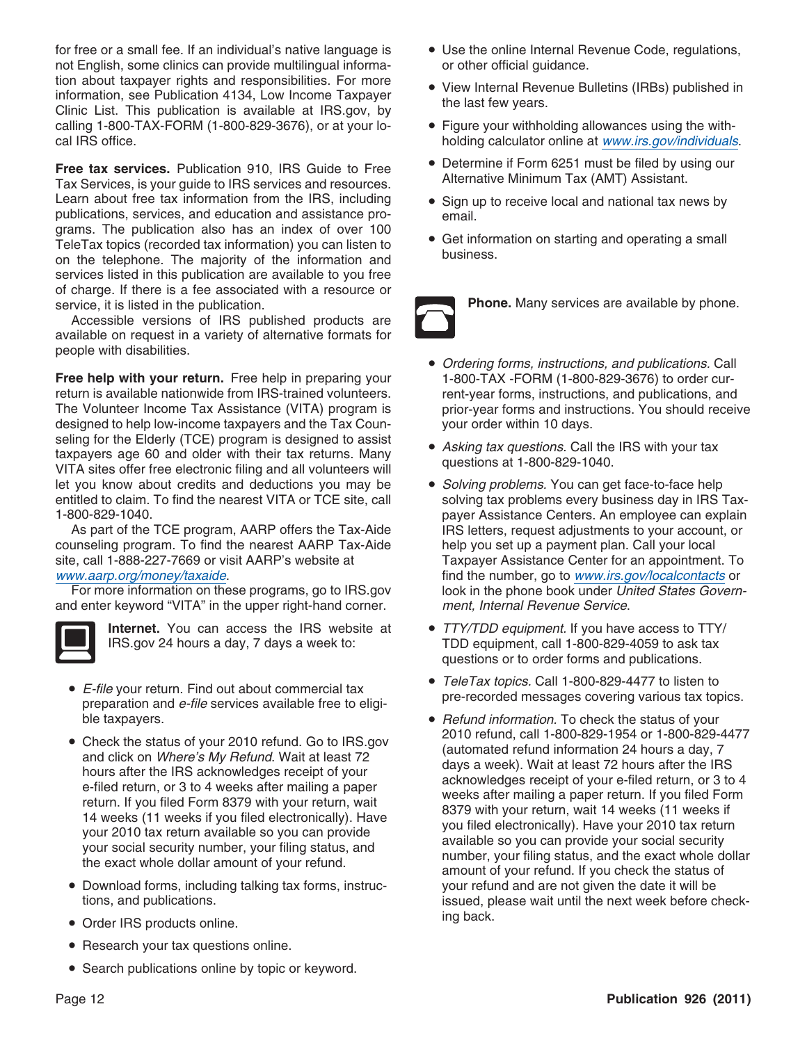for free or a small fee. If an individual's native language is not English, some clinics can provide multilingual information about taxpayer rights and responsibilities. For more information, see Publication 4134, Low Income Taxpayer Clinic List. This publication is available at IRS.gov, by calling 1-800-TAX-FORM (1-800-829-3676), or at your local IRS office.

**Free tax services.** Publication 910, IRS Guide to Free Tax Services, is your guide to IRS services and resources. Learn about free tax information from the IRS, including publications, services, and education and assistance programs. The publication also has an index of over 100 TeleTax topics (recorded tax information) you can listen to on the telephone. The majority of the information and services listed in this publication are available to you free of charge. If there is a fee associated with a resource or service, it is listed in the publication.

Accessible versions of IRS published products are available on request in a variety of alternative formats for people with disabilities.

**Free help with your return.** Free help in preparing your return is available nationwide from IRS-trained volunteers. The Volunteer Income Tax Assistance (VITA) program is designed to help low-income taxpayers and the Tax Counseling for the Elderly (TCE) program is designed to assist taxpayers age 60 and older with their tax returns. Many VITA sites offer free electronic filing and all volunteers will let you know about credits and deductions you may be entitled to claim. To find the nearest VITA or TCE site, call 1-800-829-1040.

As part of the TCE program, AARP offers the Tax-Aide counseling program. To find the nearest AARP Tax-Aide site, call 1-888-227-7669 or visit AARP's website at www.aarp.org/money/taxaide.

For more information on these programs, go to IRS.gov and enter keyword "VITA" in the upper right-hand corner.

**Internet.** You can access the IRS website at IRS.gov 24 hours a day, 7 days a week to:

- *E-file* your return. Find out about commercial tax preparation and *e-file* services available free to eligible taxpayers.
- Check the status of your 2010 refund. Go to IRS.gov and click on *Where's My Refund*. Wait at least 72 hours after the IRS acknowledges receipt of your e-filed return, or 3 to 4 weeks after mailing a paper return. If you filed Form 8379 with your return, wait 14 weeks (11 weeks if you filed electronically). Have your 2010 tax return available so you can provide your social security number, your filing status, and the exact whole dollar amount of your refund.
- Download forms, including talking tax forms, instructions, and publications.
- Order IRS products online.
- Research your tax questions online.
- Search publications online by topic or keyword.
- Use the online Internal Revenue Code, regulations, or other official guidance.
- View Internal Revenue Bulletins (IRBs) published in the last few years.
- Figure your withholding allowances using the withholding calculator online at www.irs.gov/individuals.
- Determine if Form 6251 must be filed by using our Alternative Minimum Tax (AMT) Assistant.
- Sign up to receive local and national tax news by email.
- Get information on starting and operating a small business.

**Phone.** Many services are available by phone.

- *Ordering forms, instructions, and publications.* Call 1-800-TAX -FORM (1-800-829-3676) to order current-year forms, instructions, and publications, and prior-year forms and instructions. You should receive your order within 10 days.
- *Asking tax questions.* Call the IRS with your tax questions at 1-800-829-1040.
- *Solving problems.* You can get face-to-face help solving tax problems every business day in IRS Taxpayer Assistance Centers. An employee can explain IRS letters, request adjustments to your account, or help you set up a payment plan. Call your local Taxpayer Assistance Center for an appointment. To find the number, go to www.irs.gov/localcontacts or look in the phone book under *United States Government, Internal Revenue Service*.
- *TTY/TDD equipment.* If you have access to TTY/TDD equipment, call 1-800-829-4059 to ask tax questions or to order forms and publications.
- *TeleTax topics.* Call 1-800-829-4477 to listen to pre-recorded messages covering various tax topics.
- *Refund information.* To check the status of your 2010 refund, call 1-800-829-1954 or 1-800-829-4477 (automated refund information 24 hours a day, 7 days a week). Wait at least 72 hours after the IRS acknowledges receipt of your e-filed return, or 3 to 4 weeks after mailing a paper return. If you filed Form 8379 with your return, wait 14 weeks (11 weeks if you filed electronically). Have your 2010 tax return available so you can provide your social security number, your filing status, and the exact whole dollar amount of your refund. If you check the status of your refund and are not given the date it will be issued, please wait until the next week before checking back.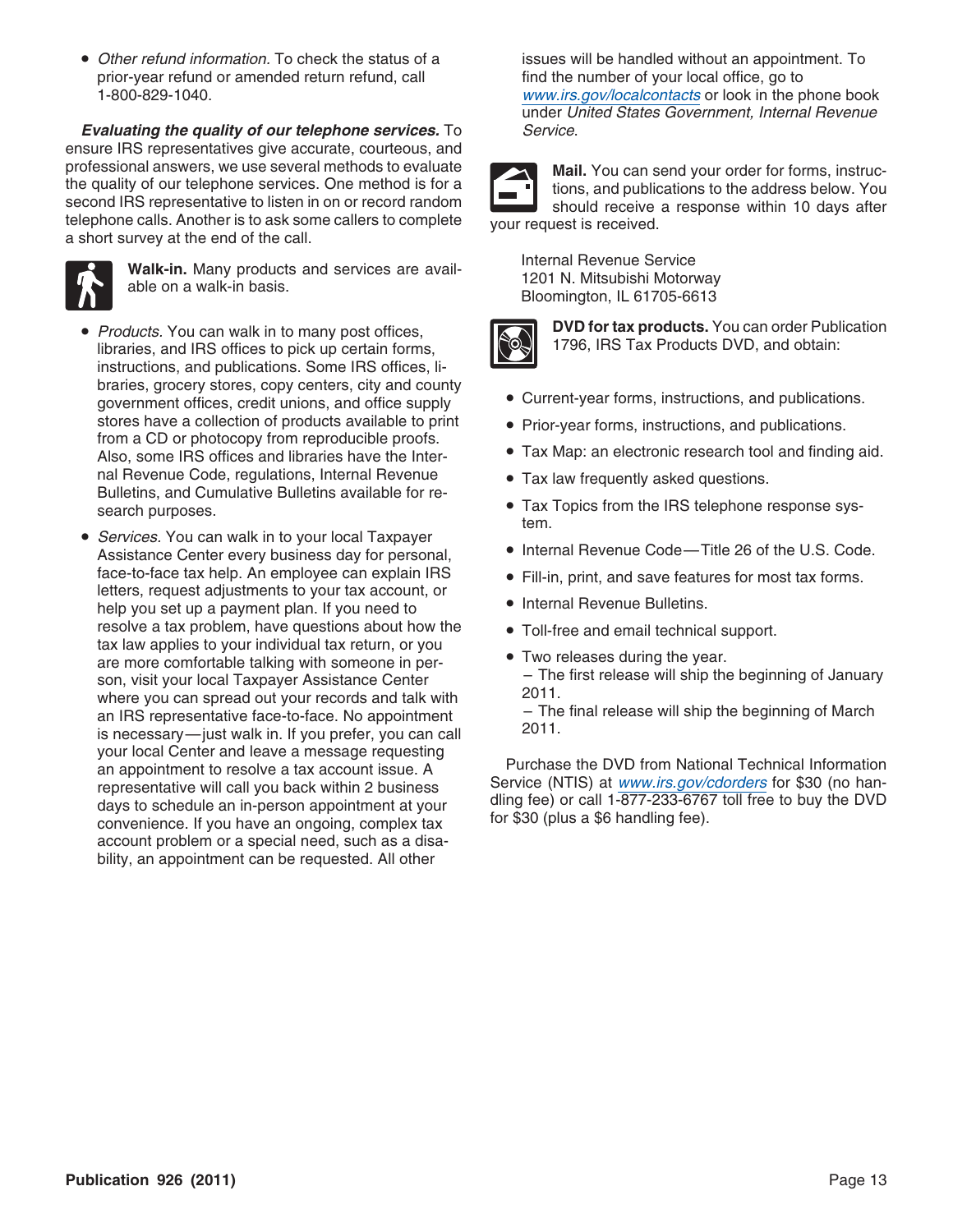- *Other refund information.* To check the status of a prior-year refund or amended return refund, call 1-800-829-1040.

***Evaluating the quality of our telephone services.*** To ensure IRS representatives give accurate, courteous, and professional answers, we use several methods to evaluate the quality of our telephone services. One method is for a second IRS representative to listen in on or record random telephone calls. Another is to ask some callers to complete a short survey at the end of the call.

**Walk-in.** Many products and services are available on a walk-in basis.

- *Products.* You can walk in to many post offices, libraries, and IRS offices to pick up certain forms, instructions, and publications. Some IRS offices, libraries, grocery stores, copy centers, city and county government offices, credit unions, and office supply stores have a collection of products available to print from a CD or photocopy from reproducible proofs. Also, some IRS offices and libraries have the Internal Revenue Code, regulations, Internal Revenue Bulletins, and Cumulative Bulletins available for research purposes.
- *Services.* You can walk in to your local Taxpayer Assistance Center every business day for personal, face-to-face tax help. An employee can explain IRS letters, request adjustments to your tax account, or help you set up a payment plan. If you need to resolve a tax problem, have questions about how the tax law applies to your individual tax return, or you are more comfortable talking with someone in person, visit your local Taxpayer Assistance Center where you can spread out your records and talk with an IRS representative face-to-face. No appointment is necessary—just walk in. If you prefer, you can call your local Center and leave a message requesting an appointment to resolve a tax account issue. A representative will call you back within 2 business days to schedule an in-person appointment at your convenience. If you have an ongoing, complex tax account problem or a special need, such as a disability, an appointment can be requested. All other issues will be handled without an appointment. To find the number of your local office, go to www.irs.gov/localcontacts or look in the phone book under *United States Government, Internal Revenue Service*.

**Mail.** You can send your order for forms, instructions, and publications to the address below. You should receive a response within 10 days after your request is received.

Internal Revenue Service
1201 N. Mitsubishi Motorway
Bloomington, IL 61705-6613

**DVD for tax products.** You can order Publication 1796, IRS Tax Products DVD, and obtain:

- Current-year forms, instructions, and publications.
- Prior-year forms, instructions, and publications.
- Tax Map: an electronic research tool and finding aid.
- Tax law frequently asked questions.
- Tax Topics from the IRS telephone response system.
- Internal Revenue Code—Title 26 of the U.S. Code.
- Fill-in, print, and save features for most tax forms.
- Internal Revenue Bulletins.
- Toll-free and email technical support.
- Two releases during the year.
  – The first release will ship the beginning of January 2011.
  – The final release will ship the beginning of March 2011.

Purchase the DVD from National Technical Information Service (NTIS) at www.irs.gov/cdorders for $30 (no handling fee) or call 1-877-233-6767 toll free to buy the DVD for $30 (plus a $6 handling fee).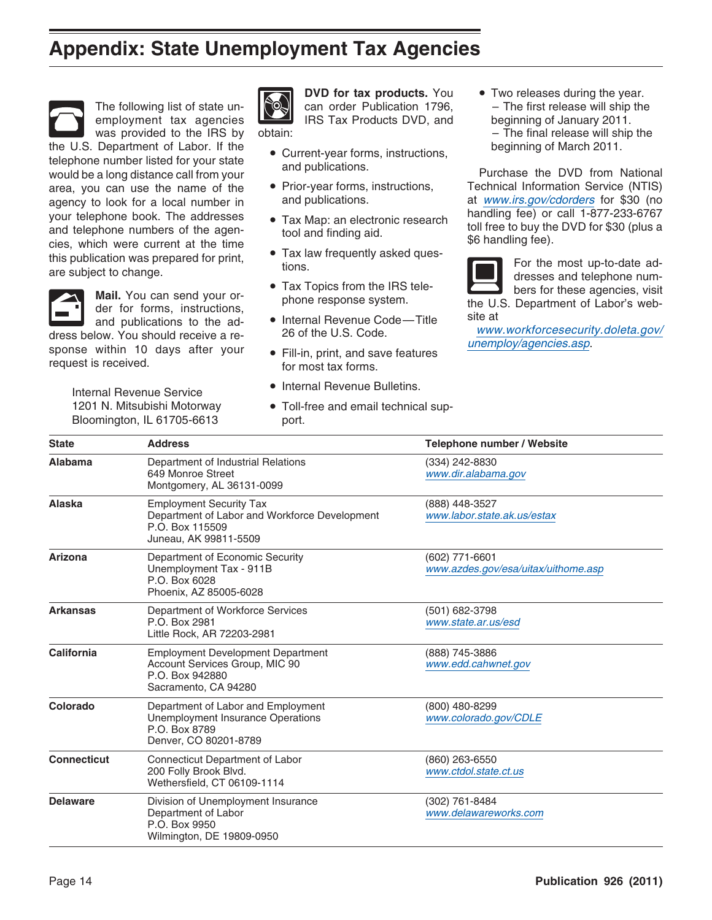# Appendix: State Unemployment Tax Agencies

The following list of state unemployment tax agencies was provided to the IRS by the U.S. Department of Labor. If the telephone number listed for your state would be a long distance call from your area, you can use the name of the agency to look for a local number in your telephone book. The addresses and telephone numbers of the agencies, which were current at the time this publication was prepared for print, are subject to change.

**Mail.** You can send your order for forms, instructions, and publications to the address below. You should receive a response within 10 days after your request is received.

Internal Revenue Service
1201 N. Mitsubishi Motorway
Bloomington, IL 61705-6613

**DVD for tax products.** You can order Publication 1796, IRS Tax Products DVD, and obtain:

- Current-year forms, instructions, and publications.
- Prior-year forms, instructions, and publications.
- Tax Map: an electronic research tool and finding aid.
- Tax law frequently asked questions.
- Tax Topics from the IRS telephone response system.
- Internal Revenue Code—Title 26 of the U.S. Code.
- Fill-in, print, and save features for most tax forms.
- Internal Revenue Bulletins.
- Toll-free and email technical support.
- Two releases during the year.
  - The first release will ship the beginning of January 2011.
  - The final release will ship the beginning of March 2011.

Purchase the DVD from National Technical Information Service (NTIS) at *www.irs.gov/cdorders* for $30 (no handling fee) or call 1-877-233-6767 toll free to buy the DVD for $30 (plus a $6 handling fee).

For the most up-to-date addresses and telephone numbers for these agencies, visit the U.S. Department of Labor's website at *www.workforcesecurity.doleta.gov/unemploy/agencies.asp*.

| State | Address | Telephone number / Website |
|---|---|---|
| **Alabama** | Department of Industrial Relations<br>649 Monroe Street<br>Montgomery, AL 36131-0099 | (334) 242-8830<br>*www.dir.alabama.gov* |
| **Alaska** | Employment Security Tax<br>Department of Labor and Workforce Development<br>P.O. Box 115509<br>Juneau, AK 99811-5509 | (888) 448-3527<br>*www.labor.state.ak.us/estax* |
| **Arizona** | Department of Economic Security<br>Unemployment Tax - 911B<br>P.O. Box 6028<br>Phoenix, AZ 85005-6028 | (602) 771-6601<br>*www.azdes.gov/esa/uitax/uithome.asp* |
| **Arkansas** | Department of Workforce Services<br>P.O. Box 2981<br>Little Rock, AR 72203-2981 | (501) 682-3798<br>*www.state.ar.us/esd* |
| **California** | Employment Development Department<br>Account Services Group, MIC 90<br>P.O. Box 942880<br>Sacramento, CA 94280 | (888) 745-3886<br>*www.edd.cahwnet.gov* |
| **Colorado** | Department of Labor and Employment<br>Unemployment Insurance Operations<br>P.O. Box 8789<br>Denver, CO 80201-8789 | (800) 480-8299<br>*www.colorado.gov/CDLE* |
| **Connecticut** | Connecticut Department of Labor<br>200 Folly Brook Blvd.<br>Wethersfield, CT 06109-1114 | (860) 263-6550<br>*www.ctdol.state.ct.us* |
| **Delaware** | Division of Unemployment Insurance<br>Department of Labor<br>P.O. Box 9950<br>Wilmington, DE 19809-0950 | (302) 761-8484<br>*www.delawareworks.com* |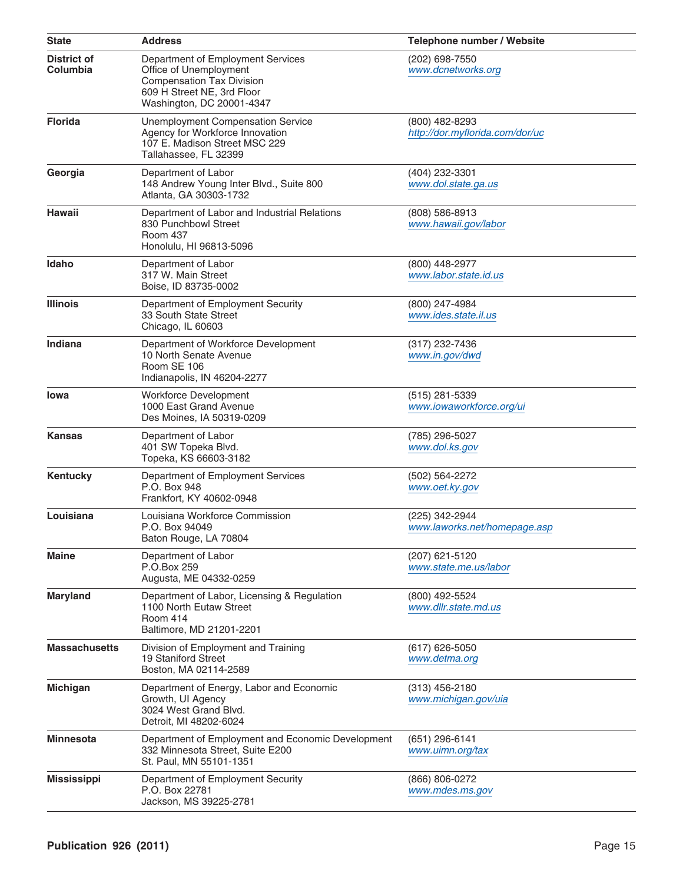| State | Address | Telephone number / Website |
| --- | --- | --- |
| **District of Columbia** | Department of Employment Services<br>Office of Unemployment Compensation Tax Division<br>609 H Street NE, 3rd Floor<br>Washington, DC 20001-4347 | (202) 698-7550<br>*www.dcnetworks.org* |
| **Florida** | Unemployment Compensation Service<br>Agency for Workforce Innovation<br>107 E. Madison Street MSC 229<br>Tallahassee, FL 32399 | (800) 482-8293<br>*http://dor.myflorida.com/dor/uc* |
| **Georgia** | Department of Labor<br>148 Andrew Young Inter Blvd., Suite 800<br>Atlanta, GA 30303-1732 | (404) 232-3301<br>*www.dol.state.ga.us* |
| **Hawaii** | Department of Labor and Industrial Relations<br>830 Punchbowl Street<br>Room 437<br>Honolulu, HI 96813-5096 | (808) 586-8913<br>*www.hawaii.gov/labor* |
| **Idaho** | Department of Labor<br>317 W. Main Street<br>Boise, ID 83735-0002 | (800) 448-2977<br>*www.labor.state.id.us* |
| **Illinois** | Department of Employment Security<br>33 South State Street<br>Chicago, IL 60603 | (800) 247-4984<br>*www.ides.state.il.us* |
| **Indiana** | Department of Workforce Development<br>10 North Senate Avenue<br>Room SE 106<br>Indianapolis, IN 46204-2277 | (317) 232-7436<br>*www.in.gov/dwd* |
| **Iowa** | Workforce Development<br>1000 East Grand Avenue<br>Des Moines, IA 50319-0209 | (515) 281-5339<br>*www.iowaworkforce.org/ui* |
| **Kansas** | Department of Labor<br>401 SW Topeka Blvd.<br>Topeka, KS 66603-3182 | (785) 296-5027<br>*www.dol.ks.gov* |
| **Kentucky** | Department of Employment Services<br>P.O. Box 948<br>Frankfort, KY 40602-0948 | (502) 564-2272<br>*www.oet.ky.gov* |
| **Louisiana** | Louisiana Workforce Commission<br>P.O. Box 94049<br>Baton Rouge, LA 70804 | (225) 342-2944<br>*www.laworks.net/homepage.asp* |
| **Maine** | Department of Labor<br>P.O.Box 259<br>Augusta, ME 04332-0259 | (207) 621-5120<br>*www.state.me.us/labor* |
| **Maryland** | Department of Labor, Licensing & Regulation<br>1100 North Eutaw Street<br>Room 414<br>Baltimore, MD 21201-2201 | (800) 492-5524<br>*www.dllr.state.md.us* |
| **Massachusetts** | Division of Employment and Training<br>19 Staniford Street<br>Boston, MA 02114-2589 | (617) 626-5050<br>*www.detma.org* |
| **Michigan** | Department of Energy, Labor and Economic Growth, UI Agency<br>3024 West Grand Blvd.<br>Detroit, MI 48202-6024 | (313) 456-2180<br>*www.michigan.gov/uia* |
| **Minnesota** | Department of Employment and Economic Development<br>332 Minnesota Street, Suite E200<br>St. Paul, MN 55101-1351 | (651) 296-6141<br>*www.uimn.org/tax* |
| **Mississippi** | Department of Employment Security<br>P.O. Box 22781<br>Jackson, MS 39225-2781 | (866) 806-0272<br>*www.mdes.ms.gov* |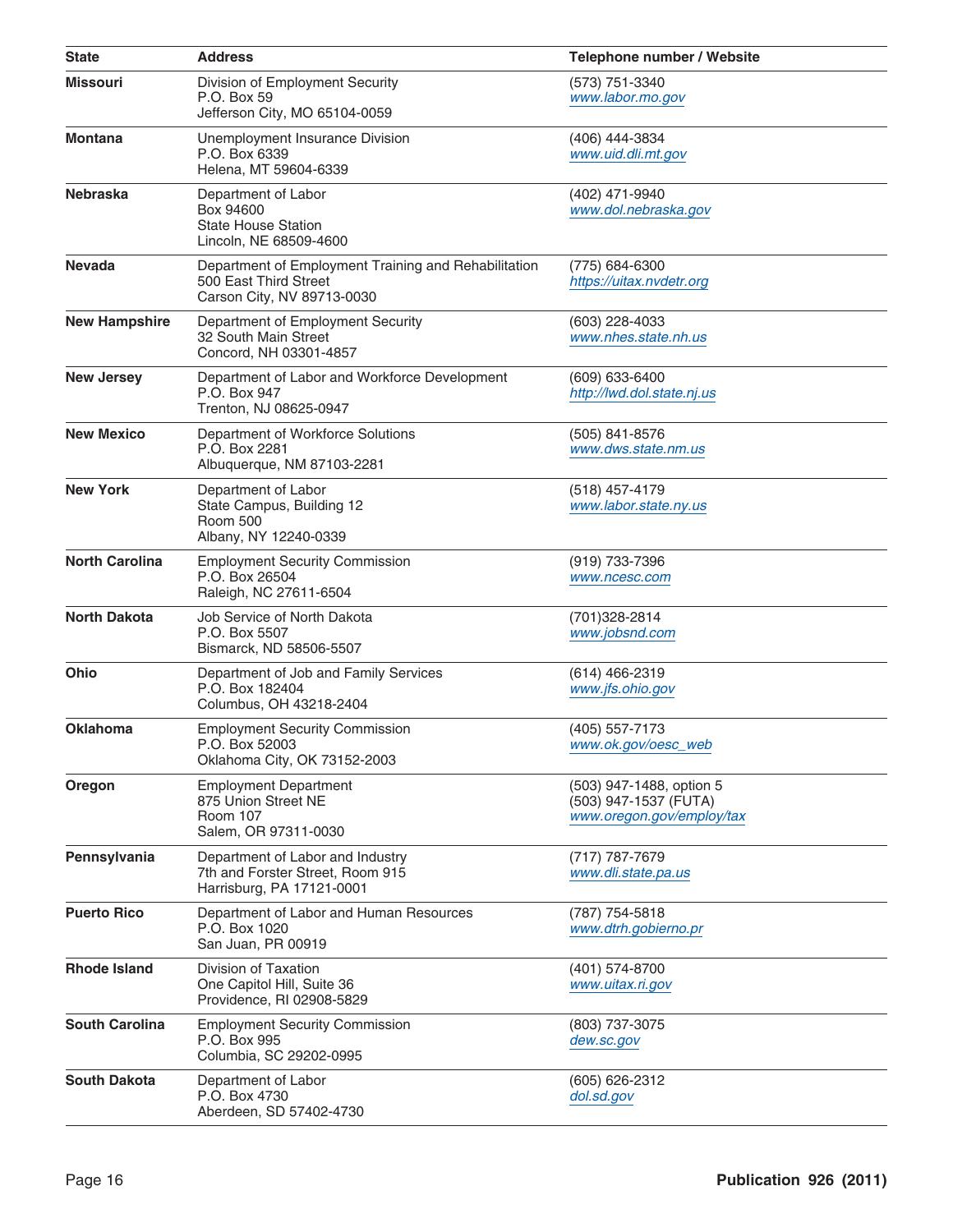| State | Address | Telephone number / Website |
| --- | --- | --- |
| **Missouri** | Division of Employment Security<br>P.O. Box 59<br>Jefferson City, MO 65104-0059 | (573) 751-3340<br>*www.labor.mo.gov* |
| **Montana** | Unemployment Insurance Division<br>P.O. Box 6339<br>Helena, MT 59604-6339 | (406) 444-3834<br>*www.uid.dli.mt.gov* |
| **Nebraska** | Department of Labor<br>Box 94600<br>State House Station<br>Lincoln, NE 68509-4600 | (402) 471-9940<br>*www.dol.nebraska.gov* |
| **Nevada** | Department of Employment Training and Rehabilitation<br>500 East Third Street<br>Carson City, NV 89713-0030 | (775) 684-6300<br>*https://uitax.nvdetr.org* |
| **New Hampshire** | Department of Employment Security<br>32 South Main Street<br>Concord, NH 03301-4857 | (603) 228-4033<br>*www.nhes.state.nh.us* |
| **New Jersey** | Department of Labor and Workforce Development<br>P.O. Box 947<br>Trenton, NJ 08625-0947 | (609) 633-6400<br>*http://lwd.dol.state.nj.us* |
| **New Mexico** | Department of Workforce Solutions<br>P.O. Box 2281<br>Albuquerque, NM 87103-2281 | (505) 841-8576<br>*www.dws.state.nm.us* |
| **New York** | Department of Labor<br>State Campus, Building 12<br>Room 500<br>Albany, NY 12240-0339 | (518) 457-4179<br>*www.labor.state.ny.us* |
| **North Carolina** | Employment Security Commission<br>P.O. Box 26504<br>Raleigh, NC 27611-6504 | (919) 733-7396<br>*www.ncesc.com* |
| **North Dakota** | Job Service of North Dakota<br>P.O. Box 5507<br>Bismarck, ND 58506-5507 | (701)328-2814<br>*www.jobsnd.com* |
| **Ohio** | Department of Job and Family Services<br>P.O. Box 182404<br>Columbus, OH 43218-2404 | (614) 466-2319<br>*www.jfs.ohio.gov* |
| **Oklahoma** | Employment Security Commission<br>P.O. Box 52003<br>Oklahoma City, OK 73152-2003 | (405) 557-7173<br>*www.ok.gov/oesc_web* |
| **Oregon** | Employment Department<br>875 Union Street NE<br>Room 107<br>Salem, OR 97311-0030 | (503) 947-1488, option 5<br>(503) 947-1537 (FUTA)<br>*www.oregon.gov/employ/tax* |
| **Pennsylvania** | Department of Labor and Industry<br>7th and Forster Street, Room 915<br>Harrisburg, PA 17121-0001 | (717) 787-7679<br>*www.dli.state.pa.us* |
| **Puerto Rico** | Department of Labor and Human Resources<br>P.O. Box 1020<br>San Juan, PR 00919 | (787) 754-5818<br>*www.dtrh.gobierno.pr* |
| **Rhode Island** | Division of Taxation<br>One Capitol Hill, Suite 36<br>Providence, RI 02908-5829 | (401) 574-8700<br>*www.uitax.ri.gov* |
| **South Carolina** | Employment Security Commission<br>P.O. Box 995<br>Columbia, SC 29202-0995 | (803) 737-3075<br>*dew.sc.gov* |
| **South Dakota** | Department of Labor<br>P.O. Box 4730<br>Aberdeen, SD 57402-4730 | (605) 626-2312<br>*dol.sd.gov* |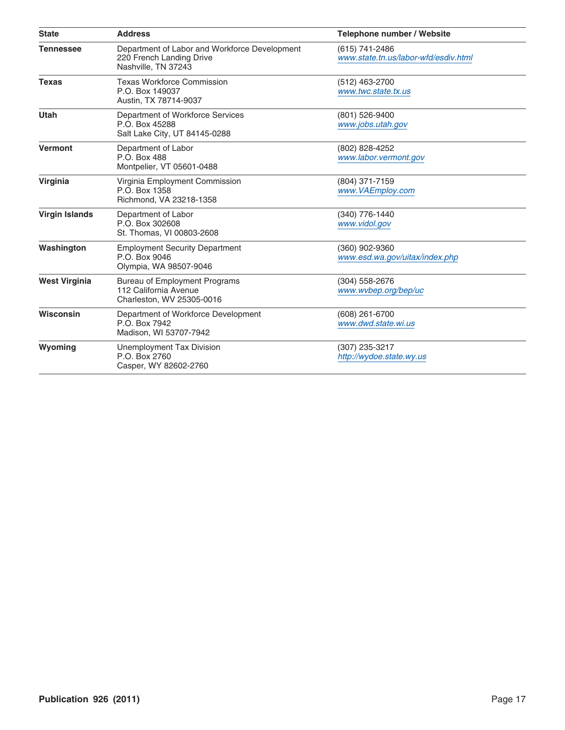| State | Address | Telephone number / Website |
|---|---|---|
| **Tennessee** | Department of Labor and Workforce Development<br>220 French Landing Drive<br>Nashville, TN 37243 | (615) 741-2486<br>*www.state.tn.us/labor-wfd/esdiv.html* |
| **Texas** | Texas Workforce Commission<br>P.O. Box 149037<br>Austin, TX 78714-9037 | (512) 463-2700<br>*www.twc.state.tx.us* |
| **Utah** | Department of Workforce Services<br>P.O. Box 45288<br>Salt Lake City, UT 84145-0288 | (801) 526-9400<br>*www.jobs.utah.gov* |
| **Vermont** | Department of Labor<br>P.O. Box 488<br>Montpelier, VT 05601-0488 | (802) 828-4252<br>*www.labor.vermont.gov* |
| **Virginia** | Virginia Employment Commission<br>P.O. Box 1358<br>Richmond, VA 23218-1358 | (804) 371-7159<br>*www.VAEmploy.com* |
| **Virgin Islands** | Department of Labor<br>P.O. Box 302608<br>St. Thomas, VI 00803-2608 | (340) 776-1440<br>*www.vidol.gov* |
| **Washington** | Employment Security Department<br>P.O. Box 9046<br>Olympia, WA 98507-9046 | (360) 902-9360<br>*www.esd.wa.gov/uitax/index.php* |
| **West Virginia** | Bureau of Employment Programs<br>112 California Avenue<br>Charleston, WV 25305-0016 | (304) 558-2676<br>*www.wvbep.org/bep/uc* |
| **Wisconsin** | Department of Workforce Development<br>P.O. Box 7942<br>Madison, WI 53707-7942 | (608) 261-6700<br>*www.dwd.state.wi.us* |
| **Wyoming** | Unemployment Tax Division<br>P.O. Box 2760<br>Casper, WY 82602-2760 | (307) 235-3217<br>*http://wydoe.state.wy.us* |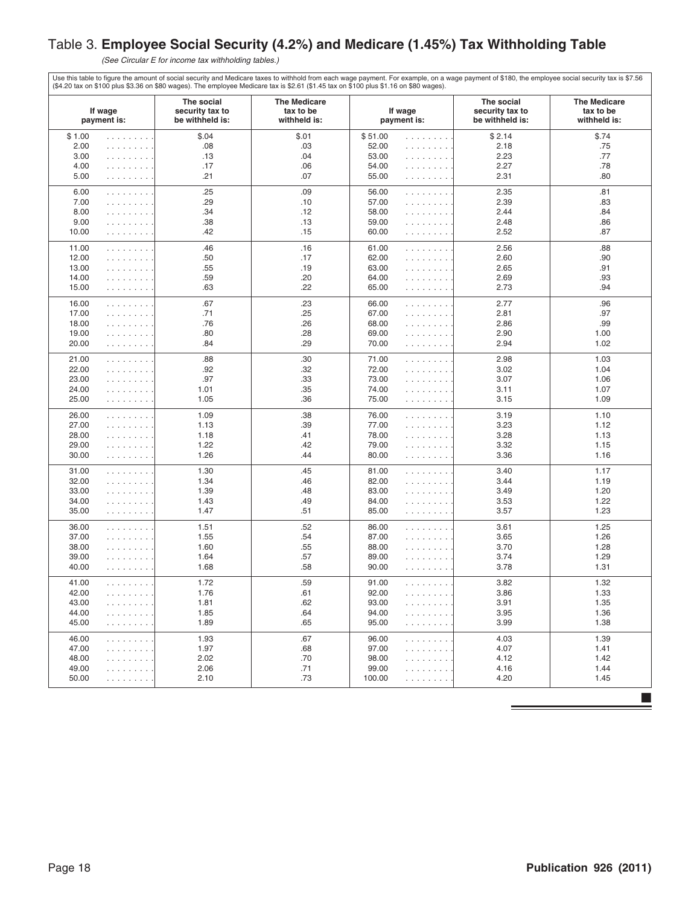## Table 3. **Employee Social Security (4.2%) and Medicare (1.45%) Tax Withholding Table**

*(See Circular E for income tax withholding tables.)*

Use this table to figure the amount of social security and Medicare taxes to withhold from each wage payment. For example, on a wage payment of $180, the employee social security tax is $7.56 ($4.20 tax on $100 plus $3.36 on $80 wages). The employee Medicare tax is $2.61 ($1.45 tax on $100 plus $1.16 on $80 wages).

| If wage payment is: | The social security tax to be withheld is: | The Medicare tax to be withheld is: | If wage payment is: | The social security tax to be withheld is: | The Medicare tax to be withheld is: |
|---|---|---|---|---|---|
| $ 1.00 | $.04 | $.01 | $ 51.00 | $ 2.14 | $.74 |
| 2.00 | .08 | .03 | 52.00 | 2.18 | .75 |
| 3.00 | .13 | .04 | 53.00 | 2.23 | .77 |
| 4.00 | .17 | .06 | 54.00 | 2.27 | .78 |
| 5.00 | .21 | .07 | 55.00 | 2.31 | .80 |
| 6.00 | .25 | .09 | 56.00 | 2.35 | .81 |
| 7.00 | .29 | .10 | 57.00 | 2.39 | .83 |
| 8.00 | .34 | .12 | 58.00 | 2.44 | .84 |
| 9.00 | .38 | .13 | 59.00 | 2.48 | .86 |
| 10.00 | .42 | .15 | 60.00 | 2.52 | .87 |
| 11.00 | .46 | .16 | 61.00 | 2.56 | .88 |
| 12.00 | .50 | .17 | 62.00 | 2.60 | .90 |
| 13.00 | .55 | .19 | 63.00 | 2.65 | .91 |
| 14.00 | .59 | .20 | 64.00 | 2.69 | .93 |
| 15.00 | .63 | .22 | 65.00 | 2.73 | .94 |
| 16.00 | .67 | .23 | 66.00 | 2.77 | .96 |
| 17.00 | .71 | .25 | 67.00 | 2.81 | .97 |
| 18.00 | .76 | .26 | 68.00 | 2.86 | .99 |
| 19.00 | .80 | .28 | 69.00 | 2.90 | 1.00 |
| 20.00 | .84 | .29 | 70.00 | 2.94 | 1.02 |
| 21.00 | .88 | .30 | 71.00 | 2.98 | 1.03 |
| 22.00 | .92 | .32 | 72.00 | 3.02 | 1.04 |
| 23.00 | .97 | .33 | 73.00 | 3.07 | 1.06 |
| 24.00 | 1.01 | .35 | 74.00 | 3.11 | 1.07 |
| 25.00 | 1.05 | .36 | 75.00 | 3.15 | 1.09 |
| 26.00 | 1.09 | .38 | 76.00 | 3.19 | 1.10 |
| 27.00 | 1.13 | .39 | 77.00 | 3.23 | 1.12 |
| 28.00 | 1.18 | .41 | 78.00 | 3.28 | 1.13 |
| 29.00 | 1.22 | .42 | 79.00 | 3.32 | 1.15 |
| 30.00 | 1.26 | .44 | 80.00 | 3.36 | 1.16 |
| 31.00 | 1.30 | .45 | 81.00 | 3.40 | 1.17 |
| 32.00 | 1.34 | .46 | 82.00 | 3.44 | 1.19 |
| 33.00 | 1.39 | .48 | 83.00 | 3.49 | 1.20 |
| 34.00 | 1.43 | .49 | 84.00 | 3.53 | 1.22 |
| 35.00 | 1.47 | .51 | 85.00 | 3.57 | 1.23 |
| 36.00 | 1.51 | .52 | 86.00 | 3.61 | 1.25 |
| 37.00 | 1.55 | .54 | 87.00 | 3.65 | 1.26 |
| 38.00 | 1.60 | .55 | 88.00 | 3.70 | 1.28 |
| 39.00 | 1.64 | .57 | 89.00 | 3.74 | 1.29 |
| 40.00 | 1.68 | .58 | 90.00 | 3.78 | 1.31 |
| 41.00 | 1.72 | .59 | 91.00 | 3.82 | 1.32 |
| 42.00 | 1.76 | .61 | 92.00 | 3.86 | 1.33 |
| 43.00 | 1.81 | .62 | 93.00 | 3.91 | 1.35 |
| 44.00 | 1.85 | .64 | 94.00 | 3.95 | 1.36 |
| 45.00 | 1.89 | .65 | 95.00 | 3.99 | 1.38 |
| 46.00 | 1.93 | .67 | 96.00 | 4.03 | 1.39 |
| 47.00 | 1.97 | .68 | 97.00 | 4.07 | 1.41 |
| 48.00 | 2.02 | .70 | 98.00 | 4.12 | 1.42 |
| 49.00 | 2.06 | .71 | 99.00 | 4.16 | 1.44 |
| 50.00 | 2.10 | .73 | 100.00 | 4.20 | 1.45 |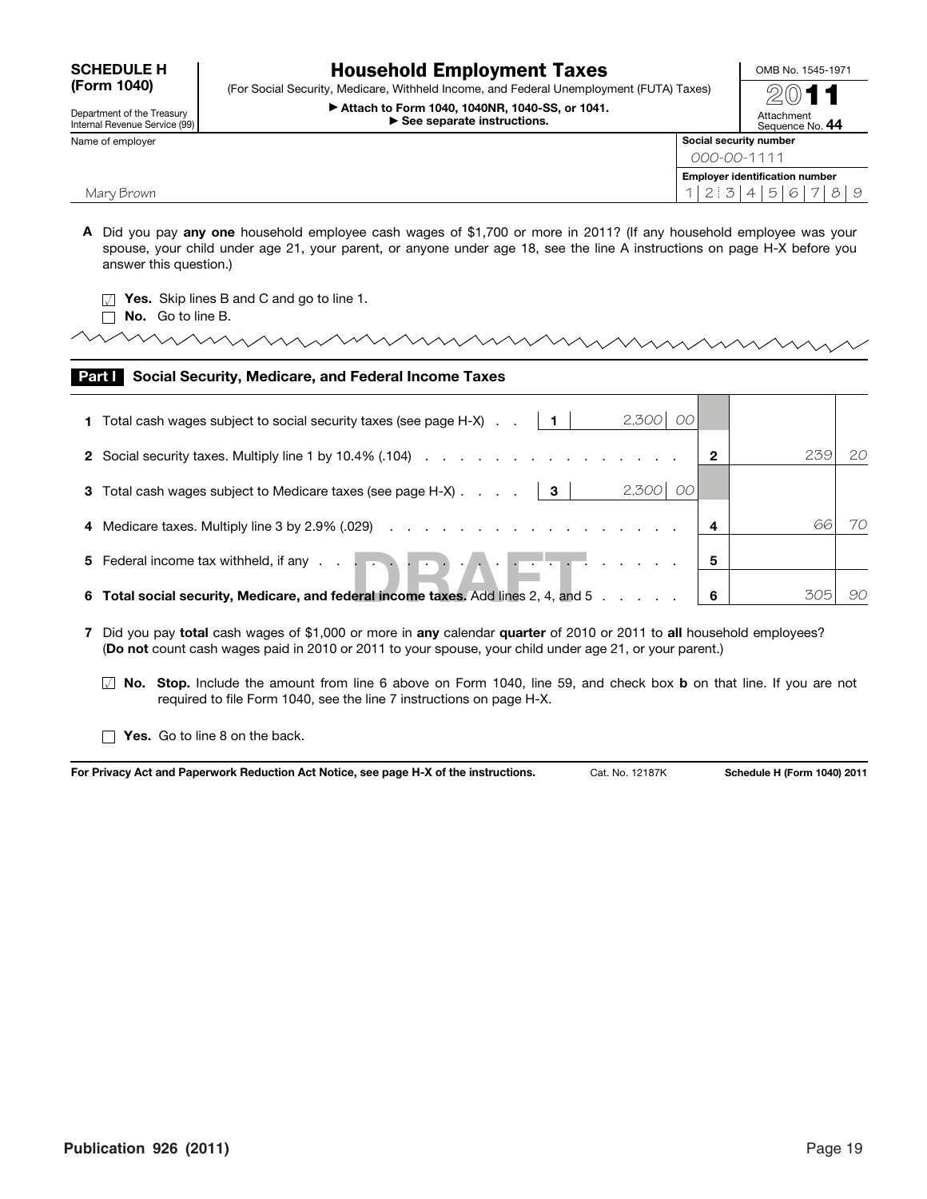**SCHEDULE H (Form 1040)**

Department of the Treasury
Internal Revenue Service (99)

# Household Employment Taxes

(For Social Security, Medicare, Withheld Income, and Federal Unemployment (FUTA) Taxes)

▶ Attach to Form 1040, 1040NR, 1040-SS, or 1041.
▶ See separate instructions.

OMB No. 1545-1971

2011

Attachment Sequence No. 44

| Name of employer | Social security number |
|---|---|
| | 000-00-1111 |
| | **Employer identification number** |
| Mary Brown | 12-3456789 |

**A** Did you pay **any one** household employee cash wages of $1,700 or more in 2011? (If any household employee was your spouse, your child under age 21, your parent, or anyone under age 18, see the line A instructions on page H-X before you answer this question.)

☑ **Yes.** Skip lines B and C and go to line 1.
☐ **No.** Go to line B.

## Part I Social Security, Medicare, and Federal Income Taxes

| Line | Description | Line | Amount | Line | Amount |
|---|---|---|---|---|---|
| **1** | Total cash wages subject to social security taxes (see page H-X) | 1 | 2,300 00 | | |
| **2** | Social security taxes. Multiply line 1 by 10.4% (.104) | | | 2 | 239 20 |
| **3** | Total cash wages subject to Medicare taxes (see page H-X) | 3 | 2,300 00 | | |
| **4** | Medicare taxes. Multiply line 3 by 2.9% (.029) | | | 4 | 66 70 |
| **5** | Federal income tax withheld, if any | | | 5 | |
| **6** | **Total social security, Medicare, and federal income taxes.** Add lines 2, 4, and 5 | | | 6 | 305 90 |

DRAFT

**7** Did you pay **total** cash wages of $1,000 or more in **any** calendar **quarter** of 2010 or 2011 to **all** household employees? (**Do not** count cash wages paid in 2010 or 2011 to your spouse, your child under age 21, or your parent.)

☑ **No. Stop.** Include the amount from line 6 above on Form 1040, line 59, and check box **b** on that line. If you are not required to file Form 1040, see the line 7 instructions on page H-X.

☐ **Yes.** Go to line 8 on the back.

**For Privacy Act and Paperwork Reduction Act Notice, see page H-X of the instructions.** Cat. No. 12187K **Schedule H (Form 1040) 2011**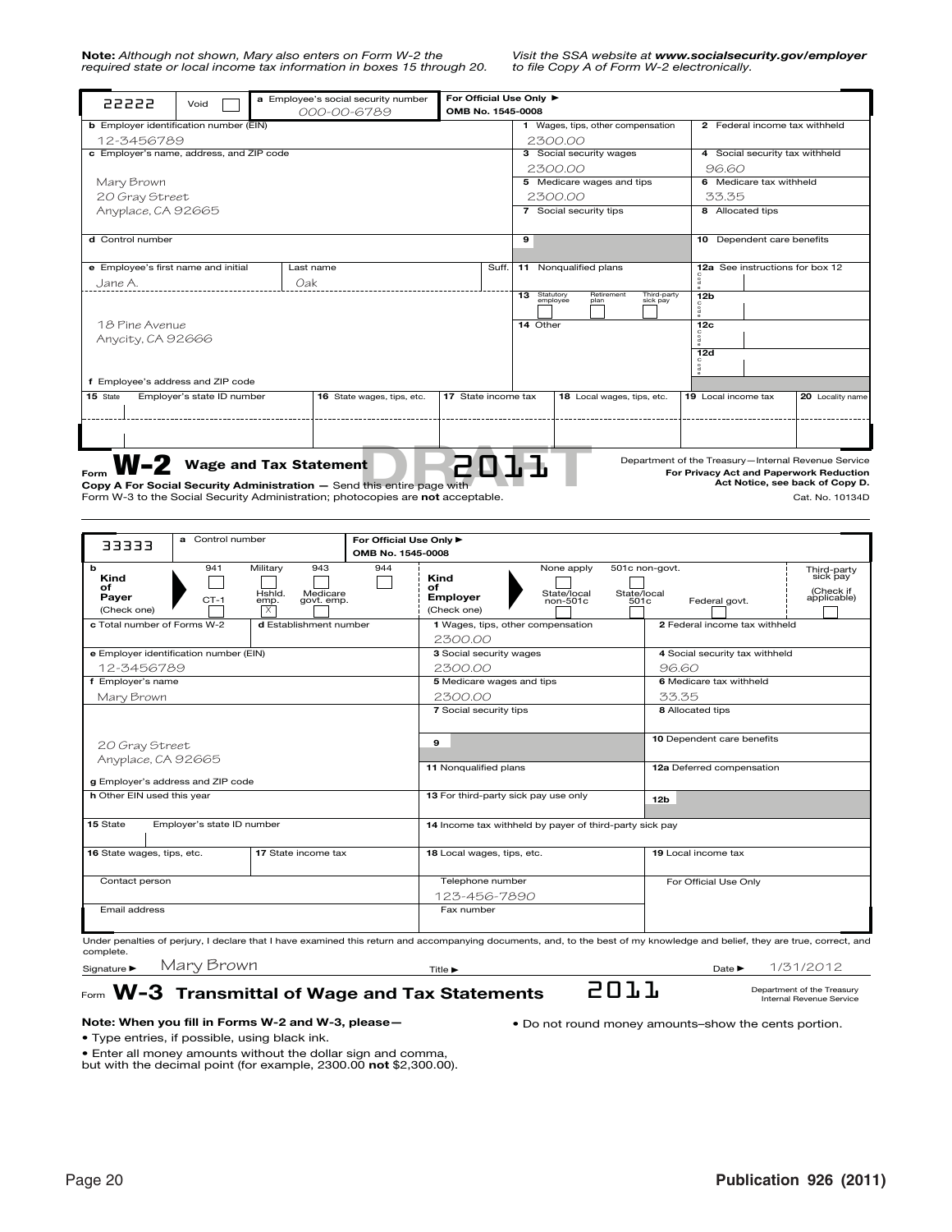**Note:** *Although not shown, Mary also enters on Form W-2 the required state or local income tax information in boxes 15 through 20.*

*Visit the SSA website at **www.socialsecurity.gov/employer** to file Copy A of Form W-2 electronically.*

| 22222 | Void ☐ | a Employee's social security number: 000-00-6789 | For Official Use Only ► OMB No. 1545-0008 |
|---|---|---|---|

| Field | Value |
|---|---|
| b Employer identification number (EIN) | 12-3456789 |
| c Employer's name, address, and ZIP code | Mary Brown, 20 Gray Street, Anyplace, CA 92665 |
| d Control number | |
| e Employee's first name and initial / Last name / Suff. | Jane A. Oak |
| f Employee's address and ZIP code | 18 Pine Avenue, Anycity, CA 92666 |
| 1 Wages, tips, other compensation | 2300.00 |
| 2 Federal income tax withheld | |
| 3 Social security wages | 2300.00 |
| 4 Social security tax withheld | 96.60 |
| 5 Medicare wages and tips | 2300.00 |
| 6 Medicare tax withheld | 33.35 |
| 7 Social security tips | |
| 8 Allocated tips | |
| 9 | |
| 10 Dependent care benefits | |
| 11 Nonqualified plans | |
| 12a See instructions for box 12 | |
| 12b | |
| 12c | |
| 12d | |
| 13 Statutory employee / Retirement plan / Third-party sick pay | ☐ ☐ ☐ |
| 14 Other | |

| 15 State | Employer's state ID number | 16 State wages, tips, etc. | 17 State income tax | 18 Local wages, tips, etc. | 19 Local income tax | 20 Locality name |
|---|---|---|---|---|---|---|
| | | | | | | |
| | | | | | | |

Form **W-2** **Wage and Tax Statement** **2011** DRAFT

**Copy A For Social Security Administration —** Send this entire page with Form W-3 to the Social Security Administration; photocopies are **not** acceptable.

Department of the Treasury—Internal Revenue Service
**For Privacy Act and Paperwork Reduction Act Notice, see back of Copy D.**
Cat. No. 10134D

---

| 33333 | a Control number | For Official Use Only ► OMB No. 1545-0008 |
|---|---|---|

**b Kind of Payer (Check one):** 941 ☐ Military ☐ 943 ☐ 944 ☐ CT-1 ☐ Hshld. emp. ☐ Medicare govt. emp. ☒

**Kind of Employer (Check one):** None apply ☐ 501c non-govt. ☐ State/local non-501c ☐ State/local 501c ☐ Federal govt. ☐

**Third-party sick pay (Check if applicable)** ☐

| Field | Value |
|---|---|
| c Total number of Forms W-2 | |
| d Establishment number | |
| e Employer identification number (EIN) | 12-3456789 |
| f Employer's name | Mary Brown |
| g Employer's address and ZIP code | 20 Gray Street, Anyplace, CA 92665 |
| h Other EIN used this year | |
| 1 Wages, tips, other compensation | 2300.00 |
| 2 Federal income tax withheld | |
| 3 Social security wages | 2300.00 |
| 4 Social security tax withheld | 96.60 |
| 5 Medicare wages and tips | 2300.00 |
| 6 Medicare tax withheld | 33.35 |
| 7 Social security tips | |
| 8 Allocated tips | |
| 9 | |
| 10 Dependent care benefits | |
| 11 Nonqualified plans | |
| 12a Deferred compensation | |
| 12b | |
| 13 For third-party sick pay use only | |
| 14 Income tax withheld by payer of third-party sick pay | |
| 15 State / Employer's state ID number | |
| 16 State wages, tips, etc. | |
| 17 State income tax | |
| 18 Local wages, tips, etc. | |
| 19 Local income tax | |
| Contact person | |
| Telephone number | 123-456-7890 |
| Email address | |
| Fax number | |
| For Official Use Only | |

Under penalties of perjury, I declare that I have examined this return and accompanying documents, and, to the best of my knowledge and belief, they are true, correct, and complete.

Signature ► Mary Brown Title ► Date ► 1/31/2012

Form **W-3** **Transmittal of Wage and Tax Statements** **2011**

Department of the Treasury
Internal Revenue Service

**Note: When you fill in Forms W-2 and W-3, please—**

- Type entries, if possible, using black ink.
- Enter all money amounts without the dollar sign and comma, but with the decimal point (for example, 2300.00 **not** $2,300.00).
- Do not round money amounts–show the cents portion.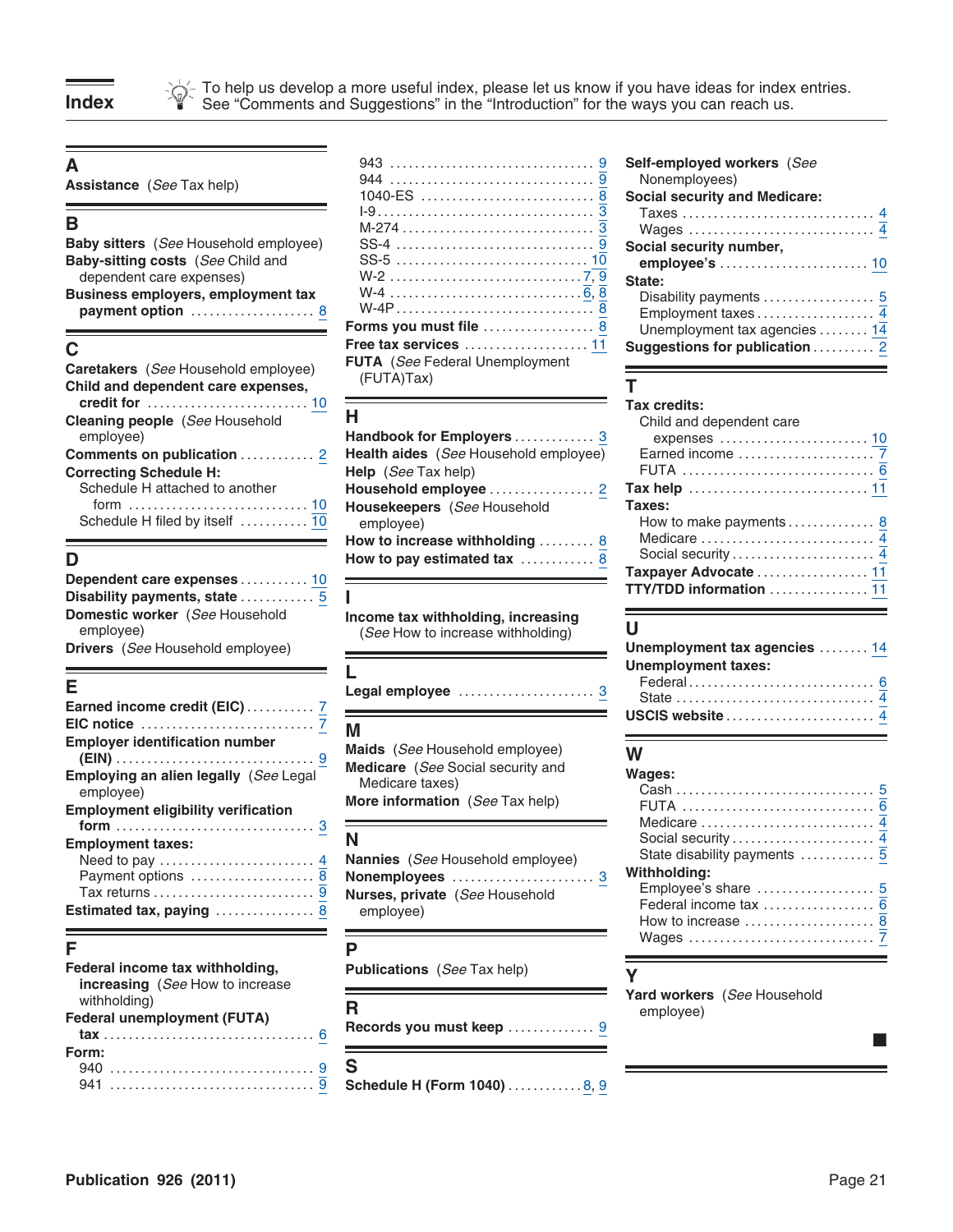# Index

To help us develop a more useful index, please let us know if you have ideas for index entries. See "Comments and Suggestions" in the "Introduction" for the ways you can reach us.

## A

**Assistance** (*See* Tax help)

## B

**Baby sitters** (*See* Household employee)
**Baby-sitting costs** (*See* Child and dependent care expenses)
**Business employers, employment tax payment option** .................... 8

## C

**Caretakers** (*See* Household employee)
**Child and dependent care expenses, credit for** .......................... 10
**Cleaning people** (*See* Household employee)
**Comments on publication** ............ 2
**Correcting Schedule H:**
- Schedule H attached to another form .................................... 10
- Schedule H filed by itself ........... 10

## D

**Dependent care expenses** ........... 10
**Disability payments, state** ............ 5
**Domestic worker** (*See* Household employee)
**Drivers** (*See* Household employee)

## E

**Earned income credit (EIC)** ........... 7
**EIC notice** ............................ 7
**Employer identification number (EIN)** ................................ 9
**Employing an alien legally** (*See* Legal employee)
**Employment eligibility verification form** ................................ 3
**Employment taxes:**
- Need to pay ......................... 4
- Payment options .................... 8
- Tax returns .......................... 9

**Estimated tax, paying** ................ 8

## F

**Federal income tax withholding, increasing** (*See* How to increase withholding)
**Federal unemployment (FUTA) tax** ................................. 6
**Form:**
- 940 ................................ 9
- 941 ................................ 9
- 943 ................................ 9
- 944 ................................ 9
- 1040-ES ............................ 8
- I-9 ................................ 3
- M-274 .............................. 3
- SS-4 ............................... 9
- SS-5 ............................... 10
- W-2 ............................... 7, 9
- W-4 ............................... 6, 8
- W-4P ............................... 8

**Forms you must file** .................. 8
**Free tax services** .................... 11
**FUTA** (*See* Federal Unemployment (FUTA)Tax)

## H

**Handbook for Employers** ............. 3
**Health aides** (*See* Household employee)
**Help** (*See* Tax help)
**Household employee** ................. 2
**Housekeepers** (*See* Household employee)
**How to increase withholding** ......... 8
**How to pay estimated tax** ............ 8

## I

**Income tax withholding, increasing** (*See* How to increase withholding)

## L

**Legal employee** ...................... 3

## M

**Maids** (*See* Household employee)
**Medicare** (*See* Social security and Medicare taxes)
**More information** (*See* Tax help)

## N

**Nannies** (*See* Household employee)
**Nonemployees** ....................... 3
**Nurses, private** (*See* Household employee)

## P

**Publications** (*See* Tax help)

## R

**Records you must keep** .............. 9

## S

**Schedule H (Form 1040)** ............ 8, 9
**Self-employed workers** (*See* Nonemployees)
**Social security and Medicare:**
- Taxes .............................. 4
- Wages .............................. 4

**Social security number, employee's** ........................ 10
**State:**
- Disability payments ................. 5
- Employment taxes ................... 4
- Unemployment tax agencies ........ 14

**Suggestions for publication** .......... 2

## T

**Tax credits:**
- Child and dependent care expenses ........................ 10
- Earned income ...................... 7
- FUTA ............................... 6

**Tax help** ............................ 11
**Taxes:**
- How to make payments .............. 8
- Medicare ........................... 4
- Social security ...................... 4

**Taxpayer Advocate** .................. 11
**TTY/TDD information** ................ 11

## U

**Unemployment tax agencies** ........ 14
**Unemployment taxes:**
- Federal ............................. 6
- State ............................... 4

**USCIS website** ....................... 4

## W

**Wages:**
- Cash ............................... 5
- FUTA ............................... 6
- Medicare ........................... 4
- Social security ...................... 4
- State disability payments ............ 5

**Withholding:**
- Employee's share ................... 5
- Federal income tax .................. 6
- How to increase ..................... 8
- Wages .............................. 7

## Y

**Yard workers** (*See* Household employee)

■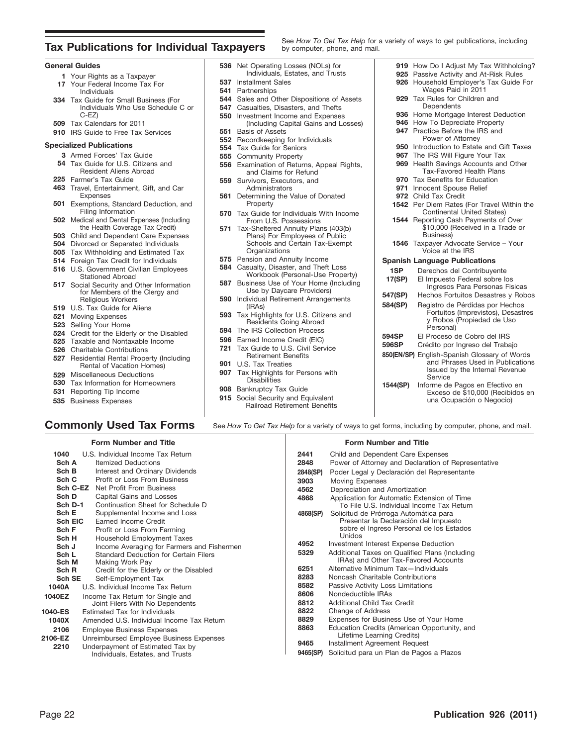## Tax Publications for Individual Taxpayers

See *How To Get Tax Help* for a variety of ways to get publications, including by computer, phone, and mail.

### General Guides

- **1** Your Rights as a Taxpayer
- **17** Your Federal Income Tax For Individuals
- **334** Tax Guide for Small Business (For Individuals Who Use Schedule C or C-EZ)
- **509** Tax Calendars for 2011
- **910** IRS Guide to Free Tax Services

### Specialized Publications

- **3** Armed Forces' Tax Guide
- **54** Tax Guide for U.S. Citizens and Resident Aliens Abroad
- **225** Farmer's Tax Guide
- **463** Travel, Entertainment, Gift, and Car Expenses
- **501** Exemptions, Standard Deduction, and Filing Information
- **502** Medical and Dental Expenses (Including the Health Coverage Tax Credit)
- **503** Child and Dependent Care Expenses
- **504** Divorced or Separated Individuals
- **505** Tax Withholding and Estimated Tax
- **514** Foreign Tax Credit for Individuals
- **516** U.S. Government Civilian Employees Stationed Abroad
- **517** Social Security and Other Information for Members of the Clergy and Religious Workers
- **519** U.S. Tax Guide for Aliens
- **521** Moving Expenses
- **523** Selling Your Home
- **524** Credit for the Elderly or the Disabled
- **525** Taxable and Nontaxable Income
- **526** Charitable Contributions
- **527** Residential Rental Property (Including Rental of Vacation Homes)
- **529** Miscellaneous Deductions
- **530** Tax Information for Homeowners
- **531** Reporting Tip Income
- **535** Business Expenses
- **536** Net Operating Losses (NOLs) for Individuals, Estates, and Trusts
- **537** Installment Sales
- **541** Partnerships
- **544** Sales and Other Dispositions of Assets
- **547** Casualties, Disasters, and Thefts
- **550** Investment Income and Expenses (Including Capital Gains and Losses)
- **551** Basis of Assets
- **552** Recordkeeping for Individuals
- **554** Tax Guide for Seniors
- **555** Community Property
- **556** Examination of Returns, Appeal Rights, and Claims for Refund
- **559** Survivors, Executors, and Administrators
- **561** Determining the Value of Donated Property
- **570** Tax Guide for Individuals With Income From U.S. Possessions
- **571** Tax-Sheltered Annuity Plans (403(b) Plans) For Employees of Public Schools and Certain Tax-Exempt Organizations
- **575** Pension and Annuity Income
- **584** Casualty, Disaster, and Theft Loss Workbook (Personal-Use Property)
- **587** Business Use of Your Home (Including Use by Daycare Providers)
- **590** Individual Retirement Arrangements (IRAs)
- **593** Tax Highlights for U.S. Citizens and Residents Going Abroad
- **594** The IRS Collection Process
- **596** Earned Income Credit (EIC)
- **721** Tax Guide to U.S. Civil Service Retirement Benefits
- **901** U.S. Tax Treaties
- **907** Tax Highlights for Persons with Disabilities
- **908** Bankruptcy Tax Guide
- **915** Social Security and Equivalent Railroad Retirement Benefits
- **919** How Do I Adjust My Tax Withholding?
- **925** Passive Activity and At-Risk Rules
- **926** Household Employer's Tax Guide For Wages Paid in 2011
- **929** Tax Rules for Children and Dependents
- **936** Home Mortgage Interest Deduction
- **946** How To Depreciate Property
- **947** Practice Before the IRS and Power of Attorney
- **950** Introduction to Estate and Gift Taxes
- **967** The IRS Will Figure Your Tax
- **969** Health Savings Accounts and Other Tax-Favored Health Plans
- **970** Tax Benefits for Education
- **971** Innocent Spouse Relief
- **972** Child Tax Credit
- **1542** Per Diem Rates (For Travel Within the Continental United States)
- **1544** Reporting Cash Payments of Over $10,000 (Received in a Trade or Business)
- **1546** Taxpayer Advocate Service – Your Voice at the IRS

### Spanish Language Publications

- **1SP** Derechos del Contribuyente
- **17(SP)** El Impuesto Federal sobre los Ingresos Para Personas Fisicas
- **547(SP)** Hechos Fortuitos Desastres y Robos
- **584(SP)** Registro de Pérdidas por Hechos Fortuitos (Imprevistos), Desastres y Robos (Propiedad de Uso Personal)
- **594SP** El Proceso de Cobro del IRS
- **596SP** Crédito por Ingreso del Trabajo
- **850(EN/SP)** English-Spanish Glossary of Words and Phrases Used in Publications Issued by the Internal Revenue Service
- **1544(SP)** Informe de Pagos en Efectivo en Exceso de $10,000 (Recibidos en una Ocupación o Negocio)

## Commonly Used Tax Forms

See *How To Get Tax Help* for a variety of ways to get forms, including by computer, phone, and mail.

| Form Number | Title |
|---|---|
| **1040** | U.S. Individual Income Tax Return |
| **Sch A** | Itemized Deductions |
| **Sch B** | Interest and Ordinary Dividends |
| **Sch C** | Profit or Loss From Business |
| **Sch C-EZ** | Net Profit From Business |
| **Sch D** | Capital Gains and Losses |
| **Sch D-1** | Continuation Sheet for Schedule D |
| **Sch E** | Supplemental Income and Loss |
| **Sch EIC** | Earned Income Credit |
| **Sch F** | Profit or Loss From Farming |
| **Sch H** | Household Employment Taxes |
| **Sch J** | Income Averaging for Farmers and Fishermen |
| **Sch L** | Standard Deduction for Certain Filers |
| **Sch M** | Making Work Pay |
| **Sch R** | Credit for the Elderly or the Disabled |
| **Sch SE** | Self-Employment Tax |
| **1040A** | U.S. Individual Income Tax Return |
| **1040EZ** | Income Tax Return for Single and Joint Filers With No Dependents |
| **1040-ES** | Estimated Tax for Individuals |
| **1040X** | Amended U.S. Individual Income Tax Return |
| **2106** | Employee Business Expenses |
| **2106-EZ** | Unreimbursed Employee Business Expenses |
| **2210** | Underpayment of Estimated Tax by Individuals, Estates, and Trusts |
| **2441** | Child and Dependent Care Expenses |
| **2848** | Power of Attorney and Declaration of Representative |
| **2848(SP)** | Poder Legal y Declaración del Representante |
| **3903** | Moving Expenses |
| **4562** | Depreciation and Amortization |
| **4868** | Application for Automatic Extension of Time To File U.S. Individual Income Tax Return |
| **4868(SP)** | Solicitud de Prórroga Automática para Presentar la Declaración del Impuesto sobre el Ingreso Personal de los Estados Unidos |
| **4952** | Investment Interest Expense Deduction |
| **5329** | Additional Taxes on Qualified Plans (Including IRAs) and Other Tax-Favored Accounts |
| **6251** | Alternative Minimum Tax—Individuals |
| **8283** | Noncash Charitable Contributions |
| **8582** | Passive Activity Loss Limitations |
| **8606** | Nondeductible IRAs |
| **8812** | Additional Child Tax Credit |
| **8822** | Change of Address |
| **8829** | Expenses for Business Use of Your Home |
| **8863** | Education Credits (American Opportunity, and Lifetime Learning Credits) |
| **9465** | Installment Agreement Request |
| **9465(SP)** | Solicitud para un Plan de Pagos a Plazos |